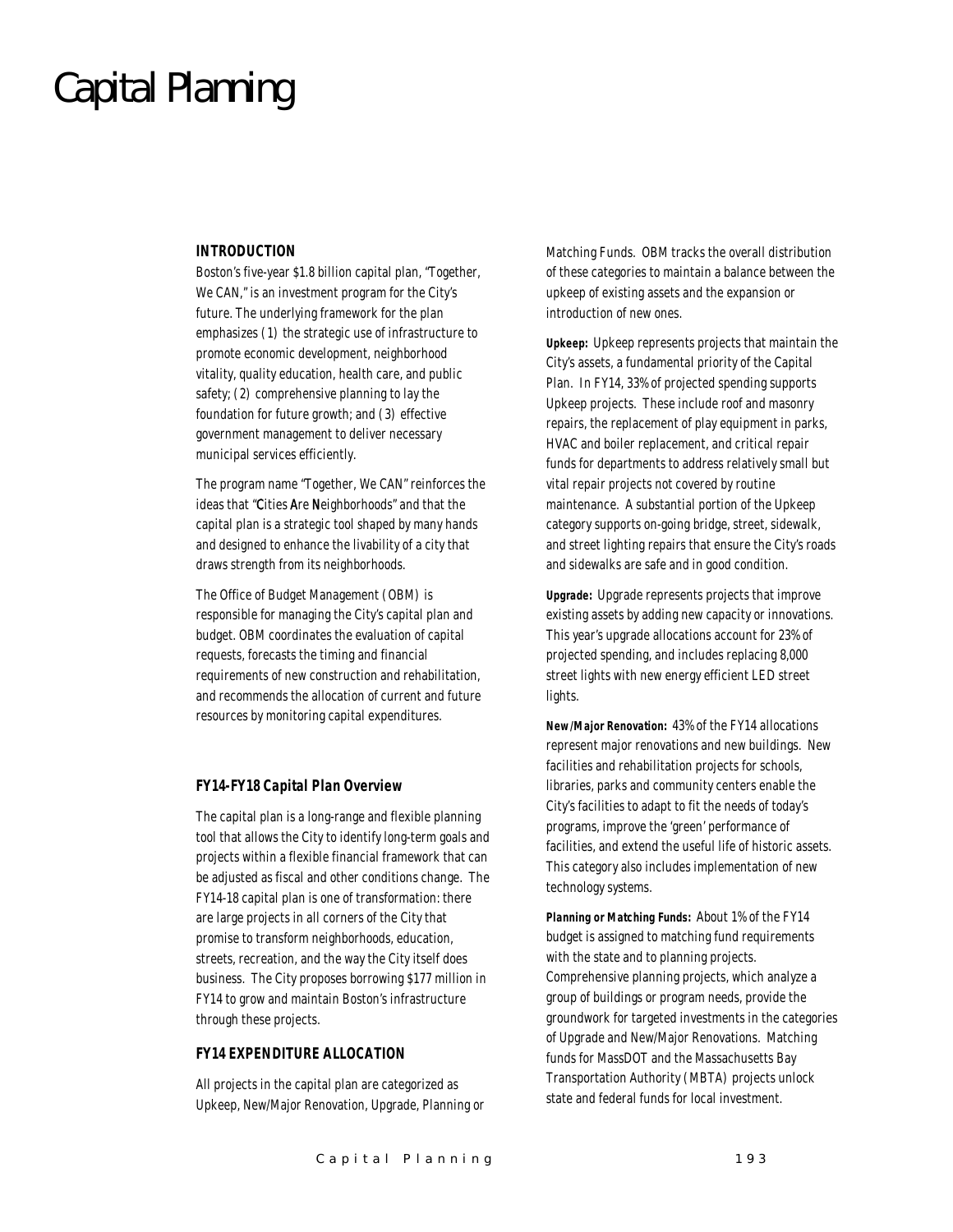# Capital Planning

## INTRODUCTION

Boston's five-year $1.8 billion capital plan, "Together, We CAN," is an investment program for the City's future. The underlying framework for the plan emphasizes (1) the strategic use of infrastructure to promote economic development, neighborhood vitality, quality education, health care, and public safety; (2) comprehensive planning to lay the foundation for future growth; and (3) effective government management to deliver necessary municipal services efficiently.

The program name "Together, We CAN" reinforces the ideas that "**C**ities **A**re **N**eighborhoods" and that the capital plan is a strategic tool shaped by many hands and designed to enhance the livability of a city that draws strength from its neighborhoods.

The Office of Budget Management (OBM) is responsible for managing the City's capital plan and budget. OBM coordinates the evaluation of capital requests, forecasts the timing and financial requirements of new construction and rehabilitation, and recommends the allocation of current and future resources by monitoring capital expenditures.

### *FY14-FY18 Capital Plan Overview*

The capital plan is a long-range and flexible planning tool that allows the City to identify long-term goals and projects within a flexible financial framework that can be adjusted as fiscal and other conditions change. The FY14-18 capital plan is one of transformation: there are large projects in all corners of the City that promise to transform neighborhoods, education, streets, recreation, and the way the City itself does business. The City proposes borrowing $177 million in FY14 to grow and maintain Boston's infrastructure through these projects.

### FY14 EXPENDITURE ALLOCATION

All projects in the capital plan are categorized as Upkeep, New/Major Renovation, Upgrade, Planning or Matching Funds. OBM tracks the overall distribution of these categories to maintain a balance between the upkeep of existing assets and the expansion or introduction of new ones.

**Upkeep:** Upkeep represents projects that maintain the City's assets, a fundamental priority of the Capital Plan. In FY14, 33% of projected spending supports Upkeep projects. These include roof and masonry repairs, the replacement of play equipment in parks, HVAC and boiler replacement, and critical repair funds for departments to address relatively small but vital repair projects not covered by routine maintenance. A substantial portion of the Upkeep category supports on-going bridge, street, sidewalk, and street lighting repairs that ensure the City's roads and sidewalks are safe and in good condition.

**Upgrade:** Upgrade represents projects that improve existing assets by adding new capacity or innovations. This year's upgrade allocations account for 23% of projected spending, and includes replacing 8,000 street lights with new energy efficient LED street lights.

**New/Major Renovation:** 43% of the FY14 allocations represent major renovations and new buildings. New facilities and rehabilitation projects for schools, libraries, parks and community centers enable the City's facilities to adapt to fit the needs of today's programs, improve the 'green' performance of facilities, and extend the useful life of historic assets. This category also includes implementation of new technology systems.

**Planning or Matching Funds:** About 1% of the FY14 budget is assigned to matching fund requirements with the state and to planning projects. Comprehensive planning projects, which analyze a group of buildings or program needs, provide the groundwork for targeted investments in the categories of Upgrade and New/Major Renovations. Matching funds for MassDOT and the Massachusetts Bay Transportation Authority (MBTA) projects unlock state and federal funds for local investment.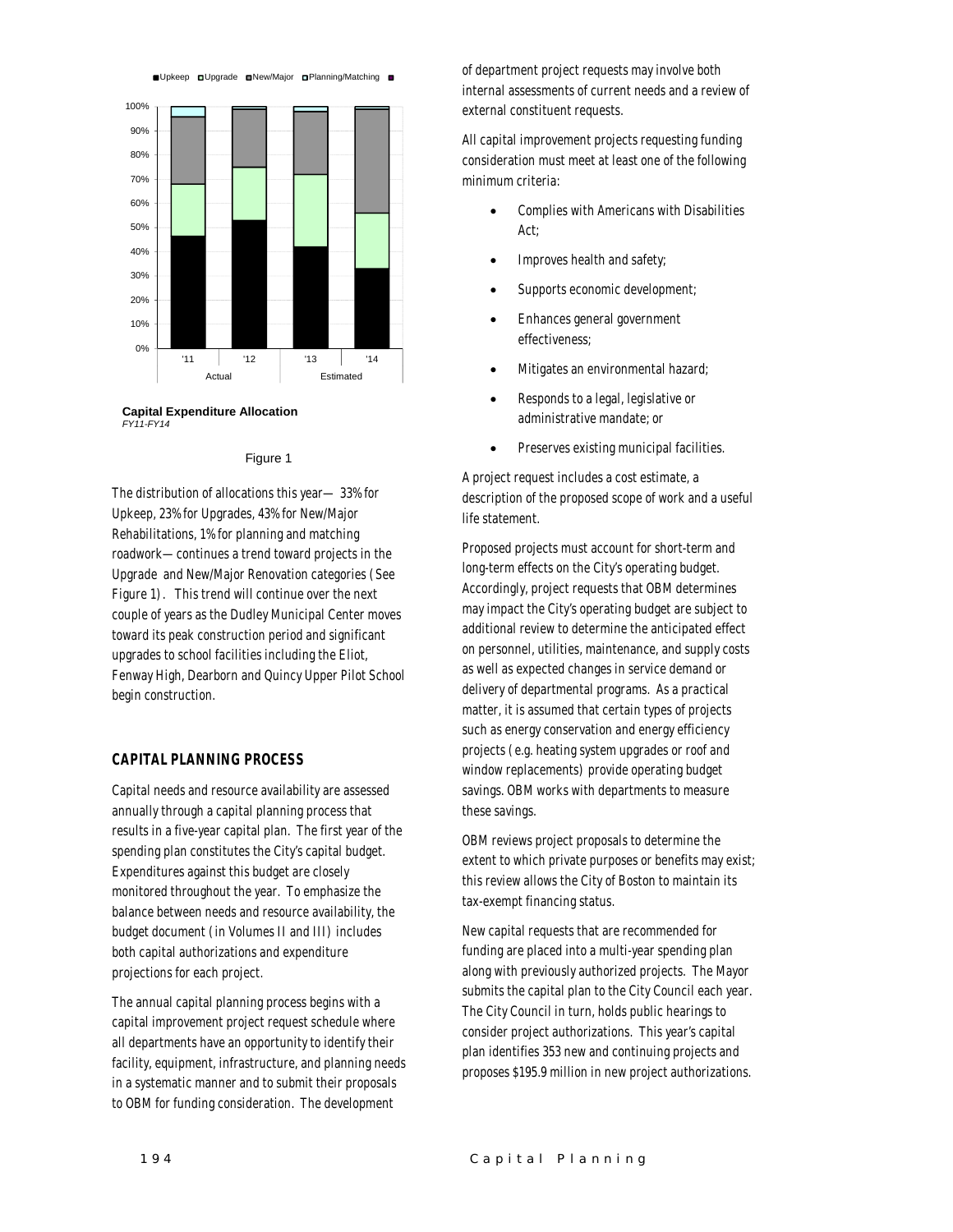Capital Expenditure Allocation
*FY11-FY14*

Figure 1

The distribution of allocations this year— 33% for Upkeep, 23% for Upgrades, 43% for New/Major Rehabilitations, 1% for planning and matching roadwork— continues a trend toward projects in the Upgrade and New/Major Renovation categories (See Figure 1). This trend will continue over the next couple of years as the Dudley Municipal Center moves toward its peak construction period and significant upgrades to school facilities including the Eliot, Fenway High, Dearborn and Quincy Upper Pilot School begin construction.

## CAPITAL PLANNING PROCESS

Capital needs and resource availability are assessed annually through a capital planning process that results in a five-year capital plan. The first year of the spending plan constitutes the City's capital budget. Expenditures against this budget are closely monitored throughout the year. To emphasize the balance between needs and resource availability, the budget document (in Volumes II and III) includes both capital authorizations and expenditure projections for each project.

The annual capital planning process begins with a capital improvement project request schedule where all departments have an opportunity to identify their facility, equipment, infrastructure, and planning needs in a systematic manner and to submit their proposals to OBM for funding consideration. The development of department project requests may involve both internal assessments of current needs and a review of external constituent requests.

All capital improvement projects requesting funding consideration must meet at least one of the following minimum criteria:

- Complies with Americans with Disabilities Act;
- Improves health and safety;
- Supports economic development;
- Enhances general government effectiveness;
- Mitigates an environmental hazard;
- Responds to a legal, legislative or administrative mandate; or
- Preserves existing municipal facilities.

A project request includes a cost estimate, a description of the proposed scope of work and a useful life statement.

Proposed projects must account for short-term and long-term effects on the City's operating budget. Accordingly, project requests that OBM determines may impact the City's operating budget are subject to additional review to determine the anticipated effect on personnel, utilities, maintenance, and supply costs as well as expected changes in service demand or delivery of departmental programs. As a practical matter, it is assumed that certain types of projects such as energy conservation and energy efficiency projects (e.g. heating system upgrades or roof and window replacements) provide operating budget savings. OBM works with departments to measure these savings.

OBM reviews project proposals to determine the extent to which private purposes or benefits may exist; this review allows the City of Boston to maintain its tax-exempt financing status.

New capital requests that are recommended for funding are placed into a multi-year spending plan along with previously authorized projects. The Mayor submits the capital plan to the City Council each year. The City Council in turn, holds public hearings to consider project authorizations. This year's capital plan identifies 353 new and continuing projects and proposes $195.9 million in new project authorizations.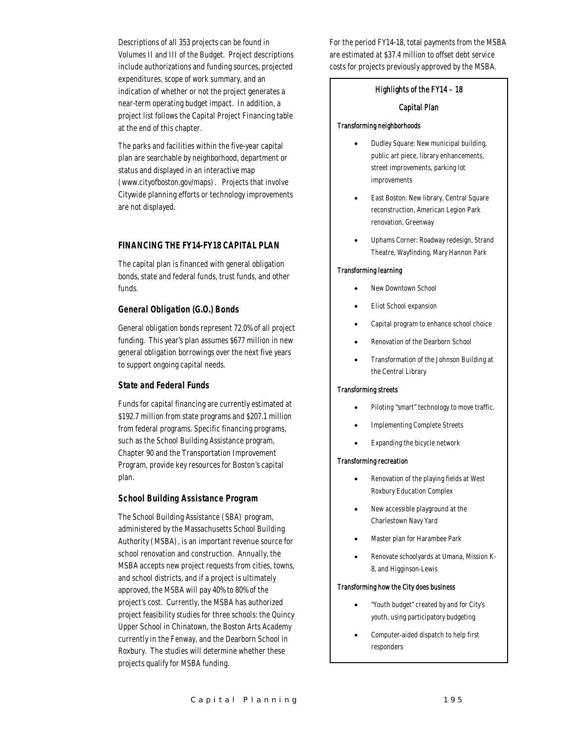Descriptions of all 353 projects can be found in Volumes II and III of the Budget. Project descriptions include authorizations and funding sources, projected expenditures, scope of work summary, and an indication of whether or not the project generates a near-term operating budget impact. In addition, a project list follows the Capital Project Financing table at the end of this chapter.

The parks and facilities within the five-year capital plan are searchable by neighborhood, department or status and displayed in an interactive map (www.cityofboston.gov/maps). Projects that involve Citywide planning efforts or technology improvements are not displayed.

## FINANCING THE FY14-FY18 CAPITAL PLAN

The capital plan is financed with general obligation bonds, state and federal funds, trust funds, and other funds.

### General Obligation (G.O.) Bonds

General obligation bonds represent 72.0% of all project funding. This year's plan assumes $677 million in new general obligation borrowings over the next five years to support ongoing capital needs.

### State and Federal Funds

Funds for capital financing are currently estimated at $192.7 million from state programs and $207.1 million from federal programs. Specific financing programs, such as the School Building Assistance program, Chapter 90 and the Transportation Improvement Program, provide key resources for Boston's capital plan.

### School Building Assistance Program

The School Building Assistance (SBA) program, administered by the Massachusetts School Building Authority (MSBA), is an important revenue source for school renovation and construction. Annually, the MSBA accepts new project requests from cities, towns, and school districts, and if a project is ultimately approved, the MSBA will pay 40% to 80% of the project's cost. Currently, the MSBA has authorized project feasibility studies for three schools: the Quincy Upper School in Chinatown, the Boston Arts Academy currently in the Fenway, and the Dearborn School in Roxbury. The studies will determine whether these projects qualify for MSBA funding.

For the period FY14-18, total payments from the MSBA are estimated at $37.4 million to offset debt service costs for projects previously approved by the MSBA.

**Highlights of the FY14 – 18 Capital Plan**

*Transforming neighborhoods*

- Dudley Square: New municipal building, public art piece, library enhancements, street improvements, parking lot improvements
- East Boston: New library, Central Square reconstruction, American Legion Park renovation, Greenway
- Uphams Corner: Roadway redesign, Strand Theatre, Wayfinding, Mary Hannon Park

*Transforming learning*

- New Downtown School
- Eliot School expansion
- Capital program to enhance school choice
- Renovation of the Dearborn School
- Transformation of the Johnson Building at the Central Library

*Transforming streets*

- Piloting "smart" technology to move traffic.
- Implementing Complete Streets
- Expanding the bicycle network

*Transforming recreation*

- Renovation of the playing fields at West Roxbury Education Complex
- New accessible playground at the Charlestown Navy Yard
- Master plan for Harambee Park
- Renovate schoolyards at Umana, Mission K-8, and Higginson-Lewis

*Transforming how the City does business*

- "Youth budget" created by and for City's youth, using participatory budgeting
- Computer-aided dispatch to help first responders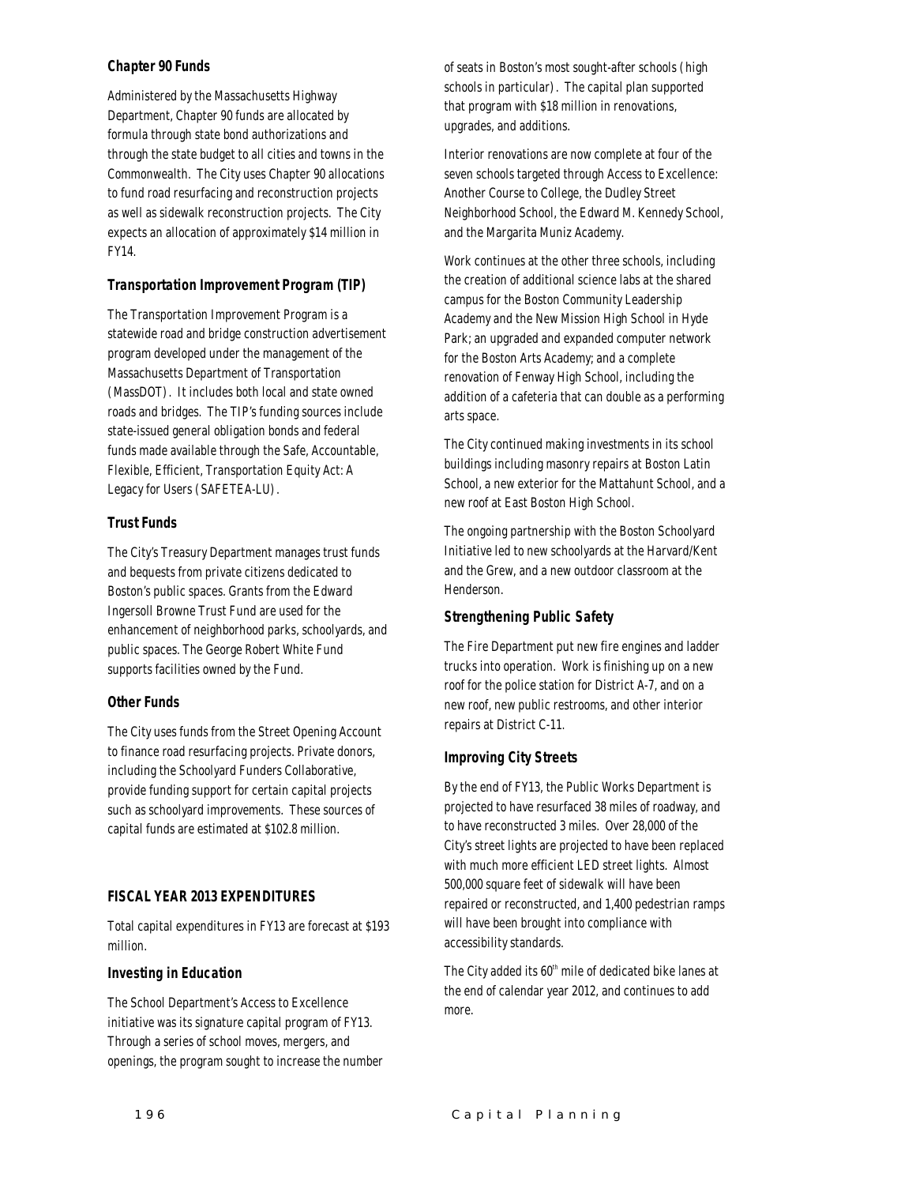### Chapter 90 Funds

Administered by the Massachusetts Highway Department, Chapter 90 funds are allocated by formula through state bond authorizations and through the state budget to all cities and towns in the Commonwealth. The City uses Chapter 90 allocations to fund road resurfacing and reconstruction projects as well as sidewalk reconstruction projects. The City expects an allocation of approximately $14 million in FY14.

### Transportation Improvement Program (TIP)

The Transportation Improvement Program is a statewide road and bridge construction advertisement program developed under the management of the Massachusetts Department of Transportation (MassDOT). It includes both local and state owned roads and bridges. The TIP's funding sources include state-issued general obligation bonds and federal funds made available through the Safe, Accountable, Flexible, Efficient, Transportation Equity Act: A Legacy for Users (SAFETEA-LU).

### Trust Funds

The City's Treasury Department manages trust funds and bequests from private citizens dedicated to Boston's public spaces. Grants from the Edward Ingersoll Browne Trust Fund are used for the enhancement of neighborhood parks, schoolyards, and public spaces. The George Robert White Fund supports facilities owned by the Fund.

### Other Funds

The City uses funds from the Street Opening Account to finance road resurfacing projects. Private donors, including the Schoolyard Funders Collaborative, provide funding support for certain capital projects such as schoolyard improvements. These sources of capital funds are estimated at $102.8 million.

## FISCAL YEAR 2013 EXPENDITURES

Total capital expenditures in FY13 are forecast at $193 million.

### Investing in Education

The School Department's Access to Excellence initiative was its signature capital program of FY13. Through a series of school moves, mergers, and openings, the program sought to increase the number of seats in Boston's most sought-after schools (high schools in particular). The capital plan supported that program with $18 million in renovations, upgrades, and additions.

Interior renovations are now complete at four of the seven schools targeted through Access to Excellence: Another Course to College, the Dudley Street Neighborhood School, the Edward M. Kennedy School, and the Margarita Muniz Academy.

Work continues at the other three schools, including the creation of additional science labs at the shared campus for the Boston Community Leadership Academy and the New Mission High School in Hyde Park; an upgraded and expanded computer network for the Boston Arts Academy; and a complete renovation of Fenway High School, including the addition of a cafeteria that can double as a performing arts space.

The City continued making investments in its school buildings including masonry repairs at Boston Latin School, a new exterior for the Mattahunt School, and a new roof at East Boston High School.

The ongoing partnership with the Boston Schoolyard Initiative led to new schoolyards at the Harvard/Kent and the Grew, and a new outdoor classroom at the Henderson.

### Strengthening Public Safety

The Fire Department put new fire engines and ladder trucks into operation. Work is finishing up on a new roof for the police station for District A-7, and on a new roof, new public restrooms, and other interior repairs at District C-11.

### Improving City Streets

By the end of FY13, the Public Works Department is projected to have resurfaced 38 miles of roadway, and to have reconstructed 3 miles. Over 28,000 of the City's street lights are projected to have been replaced with much more efficient LED street lights. Almost 500,000 square feet of sidewalk will have been repaired or reconstructed, and 1,400 pedestrian ramps will have been brought into compliance with accessibility standards.

The City added its 60th mile of dedicated bike lanes at the end of calendar year 2012, and continues to add more.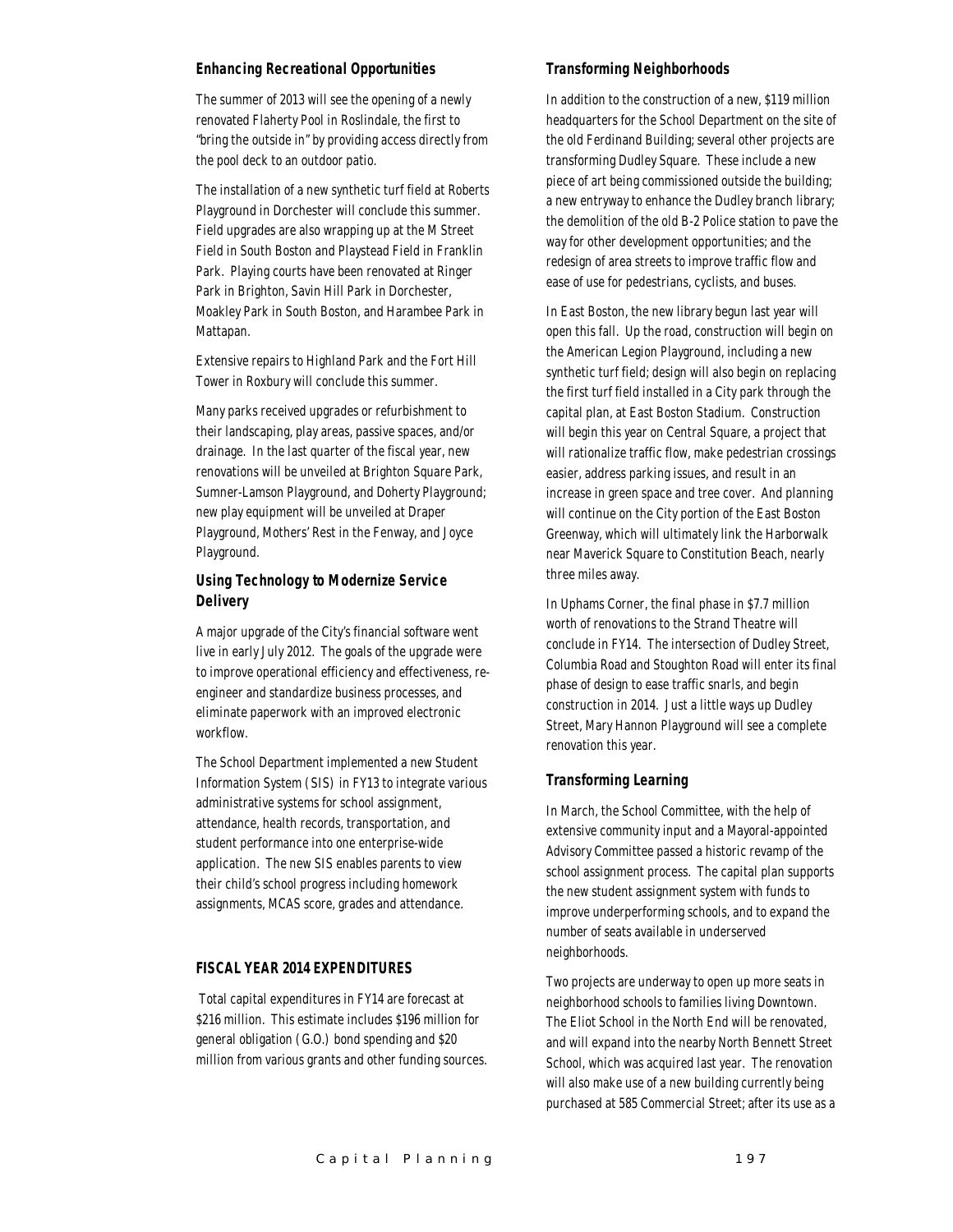### Enhancing Recreational Opportunities

The summer of 2013 will see the opening of a newly renovated Flaherty Pool in Roslindale, the first to "bring the outside in" by providing access directly from the pool deck to an outdoor patio.

The installation of a new synthetic turf field at Roberts Playground in Dorchester will conclude this summer. Field upgrades are also wrapping up at the M Street Field in South Boston and Playstead Field in Franklin Park. Playing courts have been renovated at Ringer Park in Brighton, Savin Hill Park in Dorchester, Moakley Park in South Boston, and Harambee Park in Mattapan.

Extensive repairs to Highland Park and the Fort Hill Tower in Roxbury will conclude this summer.

Many parks received upgrades or refurbishment to their landscaping, play areas, passive spaces, and/or drainage. In the last quarter of the fiscal year, new renovations will be unveiled at Brighton Square Park, Sumner-Lamson Playground, and Doherty Playground; new play equipment will be unveiled at Draper Playground, Mothers' Rest in the Fenway, and Joyce Playground.

### Using Technology to Modernize Service Delivery

A major upgrade of the City's financial software went live in early July 2012. The goals of the upgrade were to improve operational efficiency and effectiveness, re-engineer and standardize business processes, and eliminate paperwork with an improved electronic workflow.

The School Department implemented a new Student Information System (SIS) in FY13 to integrate various administrative systems for school assignment, attendance, health records, transportation, and student performance into one enterprise-wide application. The new SIS enables parents to view their child's school progress including homework assignments, MCAS score, grades and attendance.

## FISCAL YEAR 2014 EXPENDITURES

Total capital expenditures in FY14 are forecast at $216 million. This estimate includes $196 million for general obligation (G.O.) bond spending and $20 million from various grants and other funding sources.

### Transforming Neighborhoods

In addition to the construction of a new, $119 million headquarters for the School Department on the site of the old Ferdinand Building; several other projects are transforming Dudley Square. These include a new piece of art being commissioned outside the building; a new entryway to enhance the Dudley branch library; the demolition of the old B-2 Police station to pave the way for other development opportunities; and the redesign of area streets to improve traffic flow and ease of use for pedestrians, cyclists, and buses.

In East Boston, the new library begun last year will open this fall. Up the road, construction will begin on the American Legion Playground, including a new synthetic turf field; design will also begin on replacing the first turf field installed in a City park through the capital plan, at East Boston Stadium. Construction will begin this year on Central Square, a project that will rationalize traffic flow, make pedestrian crossings easier, address parking issues, and result in an increase in green space and tree cover. And planning will continue on the City portion of the East Boston Greenway, which will ultimately link the Harborwalk near Maverick Square to Constitution Beach, nearly three miles away.

In Uphams Corner, the final phase in $7.7 million worth of renovations to the Strand Theatre will conclude in FY14. The intersection of Dudley Street, Columbia Road and Stoughton Road will enter its final phase of design to ease traffic snarls, and begin construction in 2014. Just a little ways up Dudley Street, Mary Hannon Playground will see a complete renovation this year.

### Transforming Learning

In March, the School Committee, with the help of extensive community input and a Mayoral-appointed Advisory Committee passed a historic revamp of the school assignment process. The capital plan supports the new student assignment system with funds to improve underperforming schools, and to expand the number of seats available in underserved neighborhoods.

Two projects are underway to open up more seats in neighborhood schools to families living Downtown. The Eliot School in the North End will be renovated, and will expand into the nearby North Bennett Street School, which was acquired last year. The renovation will also make use of a new building currently being purchased at 585 Commercial Street; after its use as a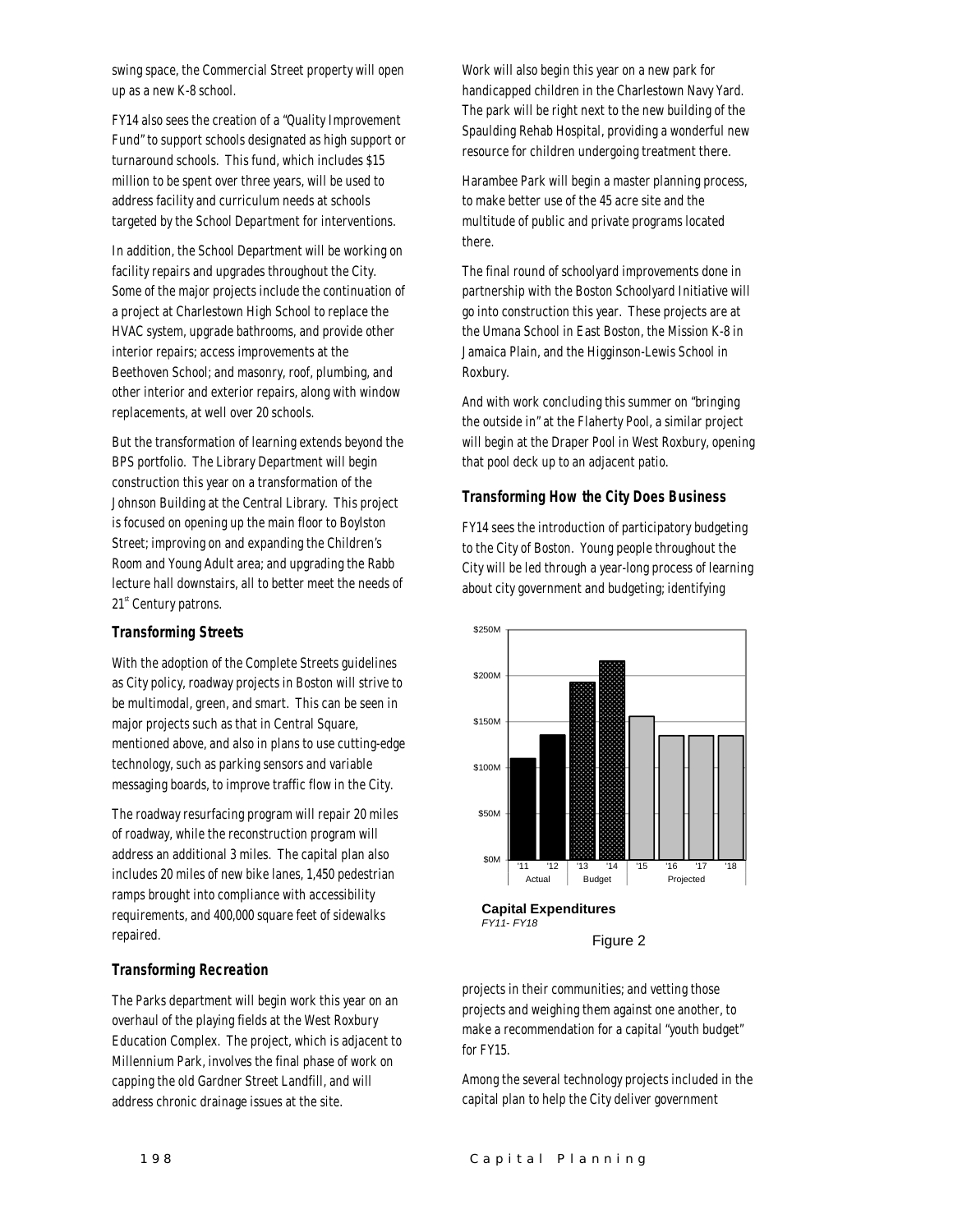swing space, the Commercial Street property will open up as a new K-8 school.

FY14 also sees the creation of a "Quality Improvement Fund" to support schools designated as high support or turnaround schools. This fund, which includes $15 million to be spent over three years, will be used to address facility and curriculum needs at schools targeted by the School Department for interventions.

In addition, the School Department will be working on facility repairs and upgrades throughout the City. Some of the major projects include the continuation of a project at Charlestown High School to replace the HVAC system, upgrade bathrooms, and provide other interior repairs; access improvements at the Beethoven School; and masonry, roof, plumbing, and other interior and exterior repairs, along with window replacements, at well over 20 schools.

But the transformation of learning extends beyond the BPS portfolio. The Library Department will begin construction this year on a transformation of the Johnson Building at the Central Library. This project is focused on opening up the main floor to Boylston Street; improving on and expanding the Children's Room and Young Adult area; and upgrading the Rabb lecture hall downstairs, all to better meet the needs of 21st Century patrons.

### Transforming Streets

With the adoption of the Complete Streets guidelines as City policy, roadway projects in Boston will strive to be multimodal, green, and smart. This can be seen in major projects such as that in Central Square, mentioned above, and also in plans to use cutting-edge technology, such as parking sensors and variable messaging boards, to improve traffic flow in the City.

The roadway resurfacing program will repair 20 miles of roadway, while the reconstruction program will address an additional 3 miles. The capital plan also includes 20 miles of new bike lanes, 1,450 pedestrian ramps brought into compliance with accessibility requirements, and 400,000 square feet of sidewalks repaired.

### Transforming Recreation

The Parks department will begin work this year on an overhaul of the playing fields at the West Roxbury Education Complex. The project, which is adjacent to Millennium Park, involves the final phase of work on capping the old Gardner Street Landfill, and will address chronic drainage issues at the site.

Work will also begin this year on a new park for handicapped children in the Charlestown Navy Yard. The park will be right next to the new building of the Spaulding Rehab Hospital, providing a wonderful new resource for children undergoing treatment there.

Harambee Park will begin a master planning process, to make better use of the 45 acre site and the multitude of public and private programs located there.

The final round of schoolyard improvements done in partnership with the Boston Schoolyard Initiative will go into construction this year. These projects are at the Umana School in East Boston, the Mission K-8 in Jamaica Plain, and the Higginson-Lewis School in Roxbury.

And with work concluding this summer on "bringing the outside in" at the Flaherty Pool, a similar project will begin at the Draper Pool in West Roxbury, opening that pool deck up to an adjacent patio.

### Transforming How the City Does Business

FY14 sees the introduction of participatory budgeting to the City of Boston. Young people throughout the City will be led through a year-long process of learning about city government and budgeting; identifying projects in their communities; and vetting those projects and weighing them against one another, to make a recommendation for a capital "youth budget" for FY15.

**Capital Expenditures**
*FY11- FY18*

Figure 2

Among the several technology projects included in the capital plan to help the City deliver government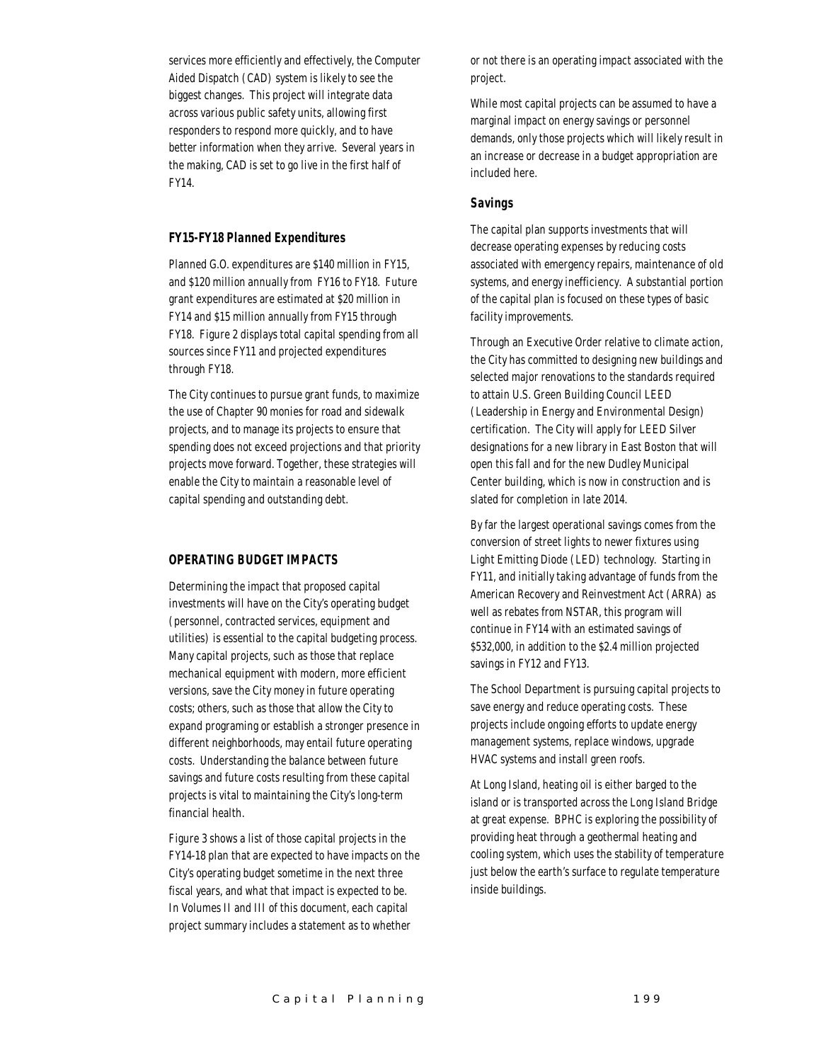services more efficiently and effectively, the Computer Aided Dispatch (CAD) system is likely to see the biggest changes. This project will integrate data across various public safety units, allowing first responders to respond more quickly, and to have better information when they arrive. Several years in the making, CAD is set to go live in the first half of FY14.

### *FY15-FY18 Planned Expenditures*

Planned G.O. expenditures are $140 million in FY15, and $120 million annually from FY16 to FY18. Future grant expenditures are estimated at $20 million in FY14 and $15 million annually from FY15 through FY18. Figure 2 displays total capital spending from all sources since FY11 and projected expenditures through FY18.

The City continues to pursue grant funds, to maximize the use of Chapter 90 monies for road and sidewalk projects, and to manage its projects to ensure that spending does not exceed projections and that priority projects move forward. Together, these strategies will enable the City to maintain a reasonable level of capital spending and outstanding debt.

## OPERATING BUDGET IMPACTS

Determining the impact that proposed capital investments will have on the City's operating budget (personnel, contracted services, equipment and utilities) is essential to the capital budgeting process. Many capital projects, such as those that replace mechanical equipment with modern, more efficient versions, save the City money in future operating costs; others, such as those that allow the City to expand programing or establish a stronger presence in different neighborhoods, may entail future operating costs. Understanding the balance between future savings and future costs resulting from these capital projects is vital to maintaining the City's long-term financial health.

Figure 3 shows a list of those capital projects in the FY14-18 plan that are expected to have impacts on the City's operating budget sometime in the next three fiscal years, and what that impact is expected to be. In Volumes II and III of this document, each capital project summary includes a statement as to whether or not there is an operating impact associated with the project.

While most capital projects can be assumed to have a marginal impact on energy savings or personnel demands, only those projects which will likely result in an increase or decrease in a budget appropriation are included here.

### *Savings*

The capital plan supports investments that will decrease operating expenses by reducing costs associated with emergency repairs, maintenance of old systems, and energy inefficiency. A substantial portion of the capital plan is focused on these types of basic facility improvements.

Through an Executive Order relative to climate action, the City has committed to designing new buildings and selected major renovations to the standards required to attain U.S. Green Building Council LEED (Leadership in Energy and Environmental Design) certification. The City will apply for LEED Silver designations for a new library in East Boston that will open this fall and for the new Dudley Municipal Center building, which is now in construction and is slated for completion in late 2014.

By far the largest operational savings comes from the conversion of street lights to newer fixtures using Light Emitting Diode (LED) technology. Starting in FY11, and initially taking advantage of funds from the American Recovery and Reinvestment Act (ARRA) as well as rebates from NSTAR, this program will continue in FY14 with an estimated savings of $532,000, in addition to the $2.4 million projected savings in FY12 and FY13.

The School Department is pursuing capital projects to save energy and reduce operating costs. These projects include ongoing efforts to update energy management systems, replace windows, upgrade HVAC systems and install green roofs.

At Long Island, heating oil is either barged to the island or is transported across the Long Island Bridge at great expense. BPHC is exploring the possibility of providing heat through a geothermal heating and cooling system, which uses the stability of temperature just below the earth's surface to regulate temperature inside buildings.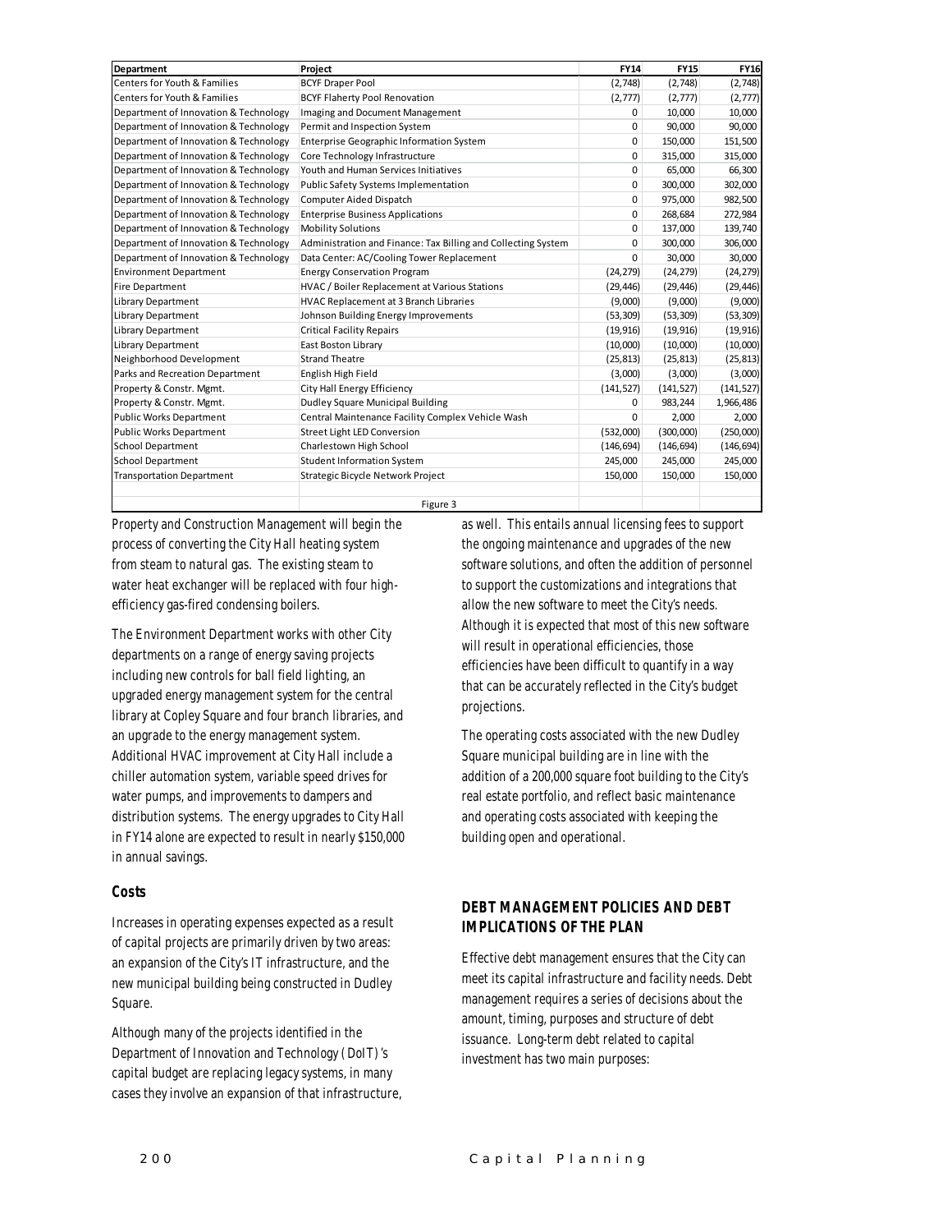| Department | Project | FY14 | FY15 | FY16 |
| --- | --- | --- | --- | --- |
| Centers for Youth & Families | BCYF Draper Pool | (2,748) | (2,748) | (2,748) |
| Centers for Youth & Families | BCYF Flaherty Pool Renovation | (2,777) | (2,777) | (2,777) |
| Department of Innovation & Technology | Imaging and Document Management | 0 | 10,000 | 10,000 |
| Department of Innovation & Technology | Permit and Inspection System | 0 | 90,000 | 90,000 |
| Department of Innovation & Technology | Enterprise Geographic Information System | 0 | 150,000 | 151,500 |
| Department of Innovation & Technology | Core Technology Infrastructure | 0 | 315,000 | 315,000 |
| Department of Innovation & Technology | Youth and Human Services Initiatives | 0 | 65,000 | 66,300 |
| Department of Innovation & Technology | Public Safety Systems Implementation | 0 | 300,000 | 302,000 |
| Department of Innovation & Technology | Computer Aided Dispatch | 0 | 975,000 | 982,500 |
| Department of Innovation & Technology | Enterprise Business Applications | 0 | 268,684 | 272,984 |
| Department of Innovation & Technology | Mobility Solutions | 0 | 137,000 | 139,740 |
| Department of Innovation & Technology | Administration and Finance: Tax Billing and Collecting System | 0 | 300,000 | 306,000 |
| Department of Innovation & Technology | Data Center: AC/Cooling Tower Replacement | 0 | 30,000 | 30,000 |
| Environment Department | Energy Conservation Program | (24,279) | (24,279) | (24,279) |
| Fire Department | HVAC / Boiler Replacement at Various Stations | (29,446) | (29,446) | (29,446) |
| Library Department | HVAC Replacement at 3 Branch Libraries | (9,000) | (9,000) | (9,000) |
| Library Department | Johnson Building Energy Improvements | (53,309) | (53,309) | (53,309) |
| Library Department | Critical Facility Repairs | (19,916) | (19,916) | (19,916) |
| Library Department | East Boston Library | (10,000) | (10,000) | (10,000) |
| Neighborhood Development | Strand Theatre | (25,813) | (25,813) | (25,813) |
| Parks and Recreation Department | English High Field | (3,000) | (3,000) | (3,000) |
| Property & Constr. Mgmt. | City Hall Energy Efficiency | (141,527) | (141,527) | (141,527) |
| Property & Constr. Mgmt. | Dudley Square Municipal Building | 0 | 983,244 | 1,966,486 |
| Public Works Department | Central Maintenance Facility Complex Vehicle Wash | 0 | 2,000 | 2,000 |
| Public Works Department | Street Light LED Conversion | (532,000) | (300,000) | (250,000) |
| School Department | Charlestown High School | (146,694) | (146,694) | (146,694) |
| School Department | Student Information System | 245,000 | 245,000 | 245,000 |
| Transportation Department | Strategic Bicycle Network Project | 150,000 | 150,000 | 150,000 |

Figure 3

Property and Construction Management will begin the process of converting the City Hall heating system from steam to natural gas. The existing steam to water heat exchanger will be replaced with four high-efficiency gas-fired condensing boilers.

The Environment Department works with other City departments on a range of energy saving projects including new controls for ball field lighting, an upgraded energy management system for the central library at Copley Square and four branch libraries, and an upgrade to the energy management system. Additional HVAC improvement at City Hall include a chiller automation system, variable speed drives for water pumps, and improvements to dampers and distribution systems. The energy upgrades to City Hall in FY14 alone are expected to result in nearly $150,000 in annual savings.

### Costs

Increases in operating expenses expected as a result of capital projects are primarily driven by two areas: an expansion of the City's IT infrastructure, and the new municipal building being constructed in Dudley Square.

Although many of the projects identified in the Department of Innovation and Technology (DoIT)'s capital budget are replacing legacy systems, in many cases they involve an expansion of that infrastructure, as well. This entails annual licensing fees to support the ongoing maintenance and upgrades of the new software solutions, and often the addition of personnel to support the customizations and integrations that allow the new software to meet the City's needs. Although it is expected that most of this new software will result in operational efficiencies, those efficiencies have been difficult to quantify in a way that can be accurately reflected in the City's budget projections.

The operating costs associated with the new Dudley Square municipal building are in line with the addition of a 200,000 square foot building to the City's real estate portfolio, and reflect basic maintenance and operating costs associated with keeping the building open and operational.

## DEBT MANAGEMENT POLICIES AND DEBT IMPLICATIONS OF THE PLAN

Effective debt management ensures that the City can meet its capital infrastructure and facility needs. Debt management requires a series of decisions about the amount, timing, purposes and structure of debt issuance. Long-term debt related to capital investment has two main purposes: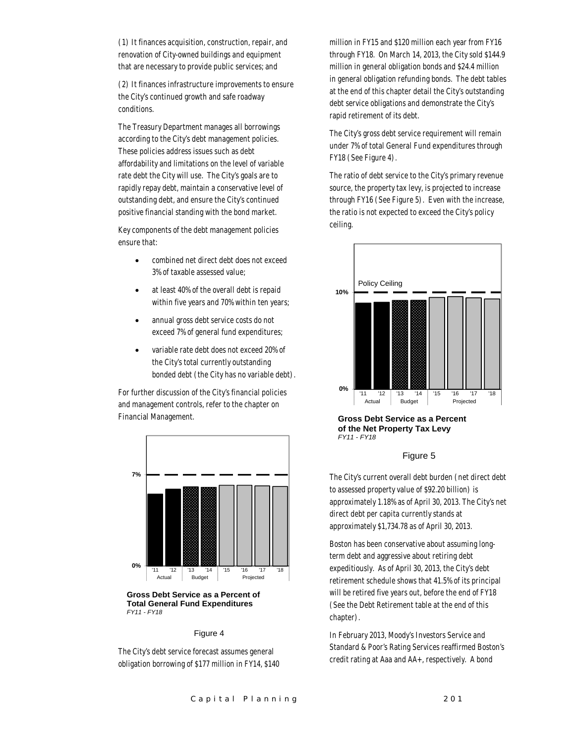(1) It finances acquisition, construction, repair, and renovation of City-owned buildings and equipment that are necessary to provide public services; and

(2) It finances infrastructure improvements to ensure the City's continued growth and safe roadway conditions.

The Treasury Department manages all borrowings according to the City's debt management policies. These policies address issues such as debt affordability and limitations on the level of variable rate debt the City will use. The City's goals are to rapidly repay debt, maintain a conservative level of outstanding debt, and ensure the City's continued positive financial standing with the bond market.

Key components of the debt management policies ensure that:

- combined net direct debt does not exceed 3% of taxable assessed value;
- at least 40% of the overall debt is repaid within five years and 70% within ten years;
- annual gross debt service costs do not exceed 7% of general fund expenditures;
- variable rate debt does not exceed 20% of the City's total currently outstanding bonded debt (the City has no variable debt).

For further discussion of the City's financial policies and management controls, refer to the chapter on Financial Management.

**Gross Debt Service as a Percent of Total General Fund Expenditures**
*FY11 - FY18*

Figure 4

The City's debt service forecast assumes general obligation borrowing of $177 million in FY14, $140 million in FY15 and $120 million each year from FY16 through FY18. On March 14, 2013, the City sold $144.9 million in general obligation bonds and $24.4 million in general obligation refunding bonds. The debt tables at the end of this chapter detail the City's outstanding debt service obligations and demonstrate the City's rapid retirement of its debt.

The City's gross debt service requirement will remain under 7% of total General Fund expenditures through FY18 (See Figure 4).

The ratio of debt service to the City's primary revenue source, the property tax levy, is projected to increase through FY16 (See Figure 5). Even with the increase, the ratio is not expected to exceed the City's policy ceiling.

**Gross Debt Service as a Percent of the Net Property Tax Levy**
*FY11 - FY18*

Figure 5

The City's current overall debt burden (net direct debt to assessed property value of $92.20 billion) is approximately 1.18% as of April 30, 2013. The City's net direct debt per capita currently stands at approximately $1,734.78 as of April 30, 2013.

Boston has been conservative about assuming long-term debt and aggressive about retiring debt expeditiously. As of April 30, 2013, the City's debt retirement schedule shows that 41.5% of its principal will be retired five years out, before the end of FY18 (See the Debt Retirement table at the end of this chapter).

In February 2013, Moody's Investors Service and Standard & Poor's Rating Services reaffirmed Boston's credit rating at Aaa and AA+, respectively. A bond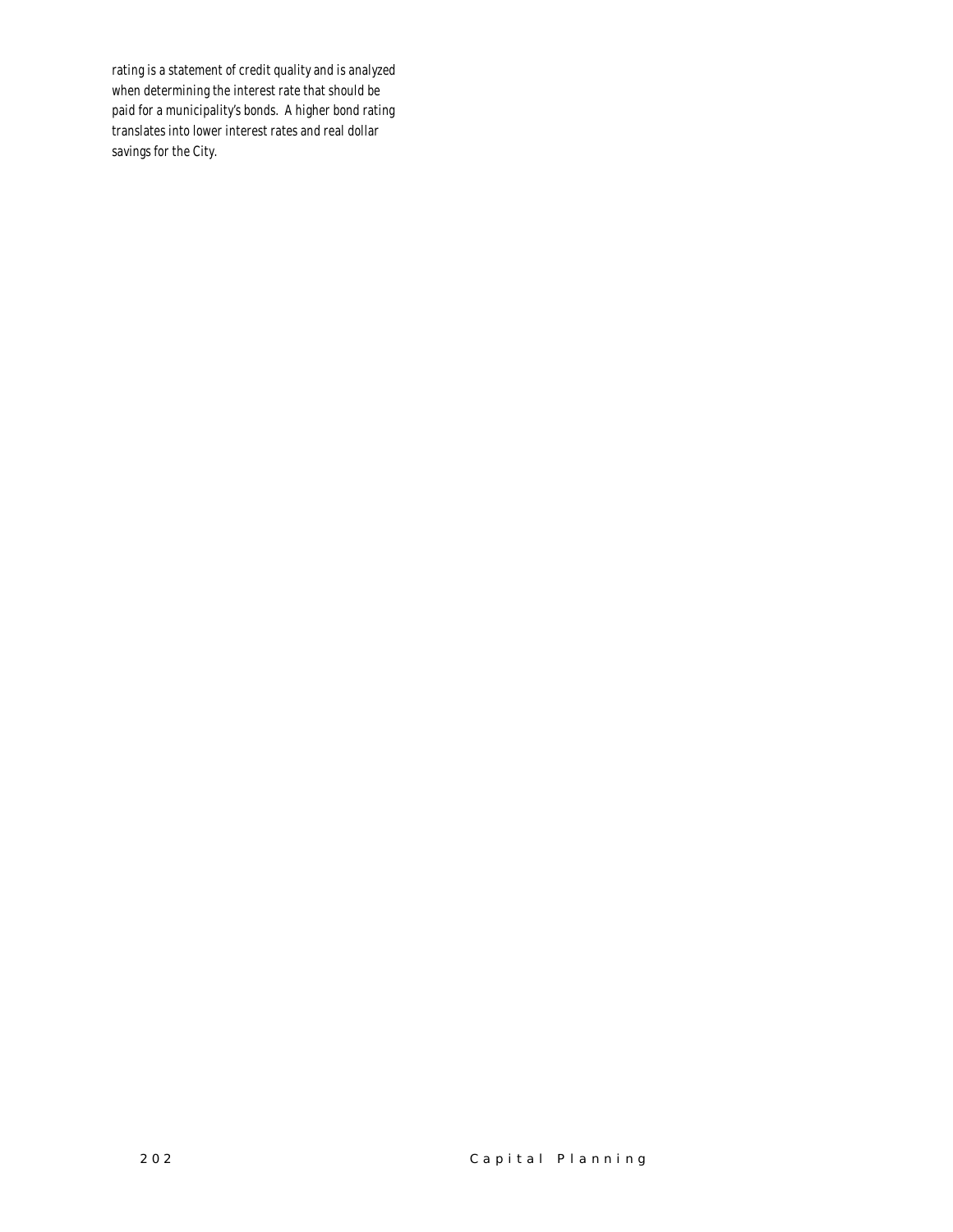rating is a statement of credit quality and is analyzed when determining the interest rate that should be paid for a municipality's bonds. A higher bond rating translates into lower interest rates and real dollar savings for the City.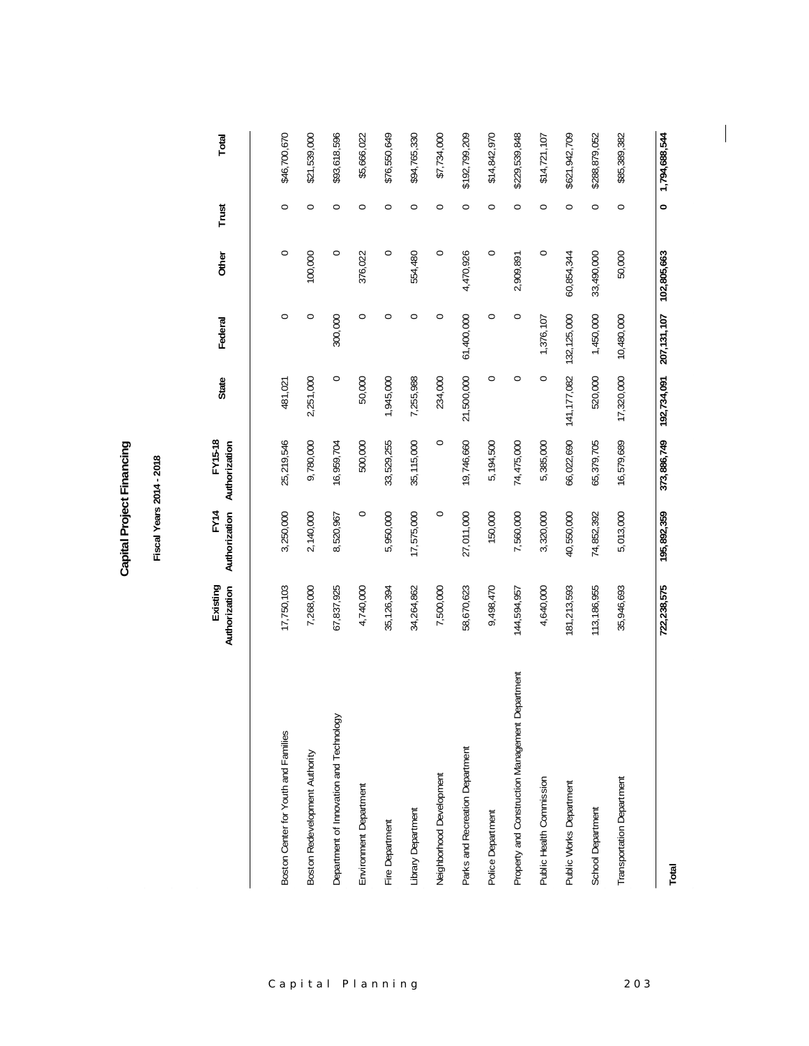# Capital Project Financing

## Fiscal Years 2014 - 2018

| | Existing Authorization | FY14 Authorization | FY15-18 Authorization | State | Federal | Other | Trust | Total |
|---|---|---|---|---|---|---|---|---|
| Boston Center for Youth and Families | 17,750,103 | 3,250,000 | 25,219,546 | 481,021 | 0 | 0 | 0 | $46,700,670 |
| Boston Redevelopment Authority | 7,268,000 | 2,140,000 | 9,780,000 | 2,251,000 | 0 | 100,000 | 0 | $21,539,000 |
| Department of Innovation and Technology | 67,837,925 | 8,520,967 | 16,959,704 | 0 | 300,000 | 0 | 0 | $93,618,596 |
| Environment Department | 4,740,000 | 0 | 500,000 | 50,000 | 0 | 376,022 | 0 | $5,666,022 |
| Fire Department | 35,126,394 | 5,950,000 | 33,529,255 | 1,945,000 | 0 | 0 | 0 | $76,550,649 |
| Library Department | 34,264,862 | 17,575,000 | 35,115,000 | 7,255,988 | 0 | 554,480 | 0 | $94,765,330 |
| Neighborhood Development | 7,500,000 | 0 | 0 | 234,000 | 0 | 0 | 0 | $7,734,000 |
| Parks and Recreation Department | 58,670,623 | 27,011,000 | 19,746,660 | 21,500,000 | 61,400,000 | 4,470,926 | 0 | $192,799,209 |
| Police Department | 9,498,470 | 150,000 | 5,194,500 | 0 | 0 | 0 | 0 | $14,842,970 |
| Property and Construction Management Department | 144,594,957 | 7,560,000 | 74,475,000 | 0 | 0 | 2,909,891 | 0 | $229,539,848 |
| Public Health Commission | 4,640,000 | 3,320,000 | 5,385,000 | 0 | 1,376,107 | 0 | 0 | $14,721,107 |
| Public Works Department | 181,213,593 | 40,550,000 | 66,022,690 | 141,177,082 | 132,125,000 | 60,854,344 | 0 | $621,942,709 |
| School Department | 113,186,955 | 74,852,392 | 65,379,705 | 520,000 | 1,450,000 | 33,490,000 | 0 | $288,879,052 |
| Transportation Department | 35,946,693 | 5,013,000 | 16,579,689 | 17,320,000 | 10,480,000 | 50,000 | 0 | $85,389,382 |
| **Total** | **722,238,575** | **195,892,359** | **373,886,749** | **192,734,091** | **207,131,107** | **102,805,663** | **0** | **1,794,688,544** |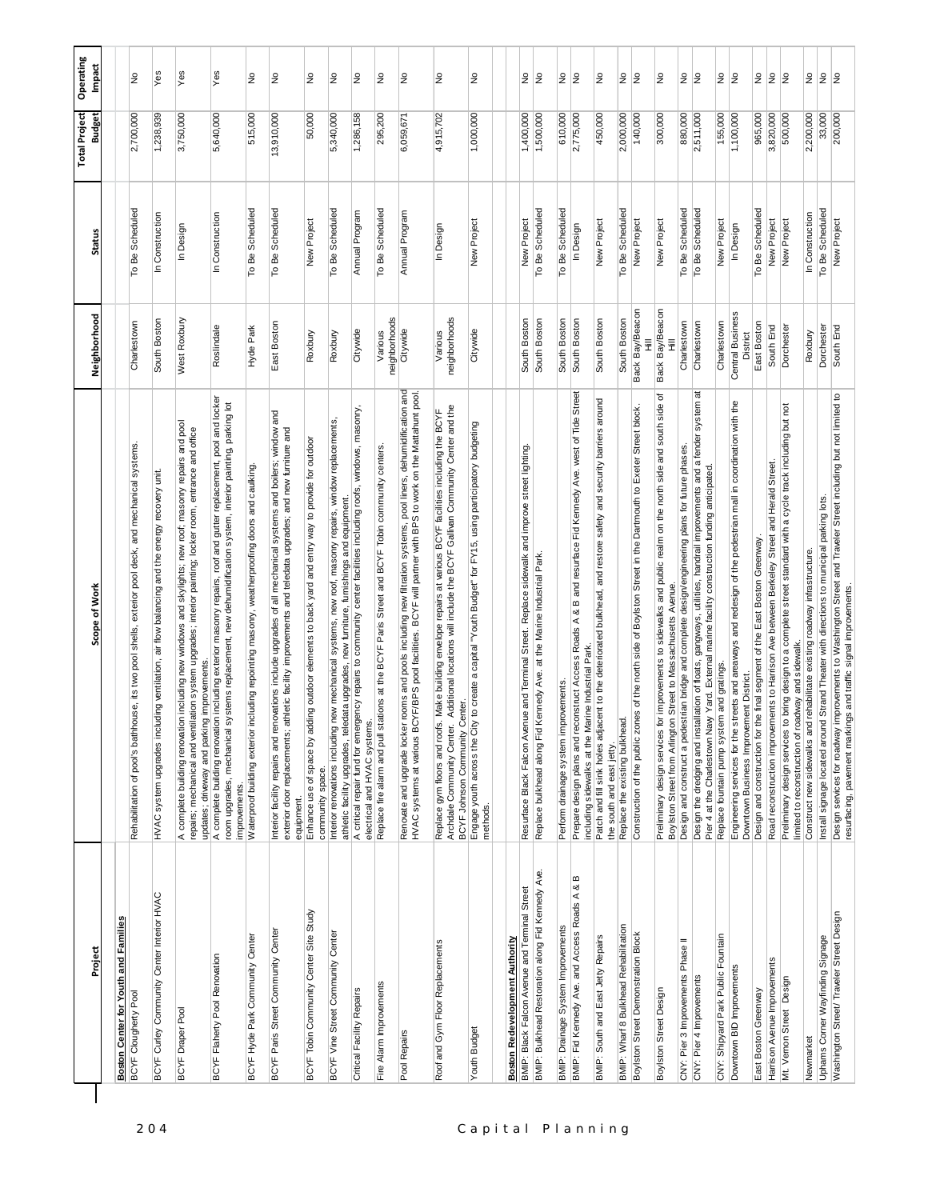| Project | Scope of Work | Neighborhood | Status | Total Project Budget | Operating Impact |
|---|---|---|---|---|---|
| **Boston Center for Youth and Families** | | | | | |
| BCYF Clougherty Pool | Rehabilitation of pool's bathhouse, its two pool shells, exterior pool deck, and mechanical systems. | Charlestown | To Be Scheduled | 2,700,000 | No |
| BCYF Curley Community Center Interior HVAC | HVAC system upgrades including ventilation, air flow balancing and the energy recovery unit. | South Boston | In Construction | 1,238,939 | Yes |
| BCYF Draper Pool | A complete building renovation including new windows and skylights; new roof; masonry repairs and pool repairs; mechanical and ventilation system upgrades; interior painting; locker room, entrance and office updates; driveway and parking improvements. | West Roxbury | In Design | 3,750,000 | Yes |
| BCYF Flaherty Pool Renovation | A complete building renovation including exterior masonry repairs, roof and gutter replacement, pool and locker room upgrades, mechanical systems replacement, new dehumidification system, interior painting, parking lot improvements. | Roslindale | In Construction | 5,640,000 | Yes |
| BCYF Hyde Park Community Center | Waterproof building exterior including repointing masonry, weatherproofing doors and caulking. | Hyde Park | To Be Scheduled | 515,000 | No |
| BCYF Paris Street Community Center | Interior facility repairs and renovations include upgrades of all mechanical systems and boilers; window and exterior door replacements; athletic facility improvements and teledata upgrades; and new furniture and equipment. | East Boston | To Be Scheduled | 13,910,000 | No |
| BCYF Tobin Community Center Site Study | Enhance use of space by adding outdoor elements to back yard and entry way to provide for outdoor community space. | Roxbury | New Project | 50,000 | No |
| BCYF Vine Street Community Center | Interior renovations including new mechanical systems, new roof, masonry repairs, window replacements, athletic facility upgrades, teledata upgrades, new furniture, furnishings and equipment. | Roxbury | To Be Scheduled | 5,340,000 | No |
| Critical Facility Repairs | A critical repair fund for emergency repairs to community center facilities including roofs, windows, masonry, electrical and HVAC systems. | Citywide | Annual Program | 1,286,158 | No |
| Fire Alarm Improvements | Replace fire alarm and pull stations at the BCYF Paris Street and BCYF Tobin community centers. | Various neighborhoods | To Be Scheduled | 295,200 | No |
| Pool Repairs | Renovate and upgrade locker rooms and pools including new filtration systems, pool liners, dehumidification and HVAC systems at various BCYF/BPS pool facilities. BCYF will partner with BPS to work on the Mattahunt pool. | Citywide | Annual Program | 6,059,671 | No |
| Roof and Gym Floor Replacements | Replace gym floors and roofs. Make building envelope repairs at various BCYF facilities including the BCYF Archdale Community Center. Additional locations will include the BCYF Gallivan Community Center and the BCYF Johnson Community Center. | Various neighborhoods | In Design | 4,915,702 | No |
| Youth Budget | Engage youth across the City to create a capital "Youth Budget" for FY15, using participatory budgeting methods. | Citywide | New Project | 1,000,000 | No |
| **Boston Redevelopment Authority** | | | | | |
| BMIP: Black Falcon Avenue and Terminal Street | Resurface Black Falcon Avenue and Terminal Street. Replace sidewalk and improve street lighting. | South Boston | New Project | 1,400,000 | No |
| BMIP: Bulkhead Restoration along Fid Kennedy Ave. | Replace bulkhead along Fid Kennedy Ave. at the Marine Industrial Park. | South Boston | To Be Scheduled | 1,500,000 | No |
| BMIP: Drainage System Improvements | Perform drainage system improvements. | South Boston | To Be Scheduled | 610,000 | No |
| BMIP: Fid Kennedy Ave. and Access Roads A & B | Prepare design plans and reconstruct Access Roads A & B and resurface Fid Kennedy Ave. west of Tide Street including sidewalks at the Marine Industrial Park. | South Boston | In Design | 2,775,000 | No |
| BMIP: South and East Jetty Repairs | Patch and fill sink holes adjacent to the deteriorated bulkhead, and restore safety and security barriers around the south and east jetty. | South Boston | New Project | 450,000 | No |
| BMIP: Wharf 8 Bulkhead Rehabilitation | Replace the existing bulkhead. | South Boston | To Be Scheduled | 2,000,000 | No |
| Boylston Street Demonstration Block | Construction of the public zones of the north side of Boylston Street in the Dartmouth to Exeter Street block. | Back Bay/Beacon Hill | New Project | 140,000 | No |
| Boylston Street Design | Preliminary design services for improvements to sidewalks and public realm on the north side and south side of Boylston Street from Arlington Street to Massachusetts Avenue. | Back Bay/Beacon Hill | New Project | 300,000 | No |
| CNY: Pier 3 Improvements Phase II | Design and construct a pedestrian bridge and complete design/engineering plans for future phases. | Charlestown | To Be Scheduled | 880,000 | No |
| CNY: Pier 4 Improvements | Design the dredging and installation of floats, gangways, utilities, handrail improvements and a fender system at Pier 4 at the Charlestown Navy Yard. External marine facility construction funding anticipated. | Charlestown | To Be Scheduled | 2,511,000 | No |
| CNY: Shipyard Park Public Fountain | Replace fountain pump system and gratings. | Charlestown | New Project | 155,000 | No |
| Downtown BID Improvements | Engineering services for the streets and areaways and redesign of the pedestrian mall in coordination with the Downtown Business Improvement District. | Central Business District | In Design | 1,100,000 | No |
| East Boston Greenway | Design and construction for the final segment of the East Boston Greenway. | East Boston | To Be Scheduled | 965,000 | No |
| Harrison Avenue Improvements | Road reconstruction improvements to Harrison Ave between Berkeley Street and Herald Street. | South End | New Project | 3,820,000 | No |
| Mt. Vernon Street Design | Preliminary design services to bring design to a complete street standard with a cycle track including but not limited to reconstruction of roadway and sidewalk. | Dorchester | New Project | 500,000 | No |
| Newmarket | Construct new sidewalks and rehabilitate existing roadway infrastructure. | Roxbury | In Construction | 2,200,000 | No |
| Uphams Corner Wayfinding Signage | Install signage located around Strand Theater with directions to municipal parking lots. | Dorchester | To Be Scheduled | 33,000 | No |
| Washington Street/ Traveler Street Design | Design services for roadway improvements to Washington Street and Traveler Street including but not limited to resurfacing, pavement markings and traffic signal improvements. | South End | New Project | 200,000 | No |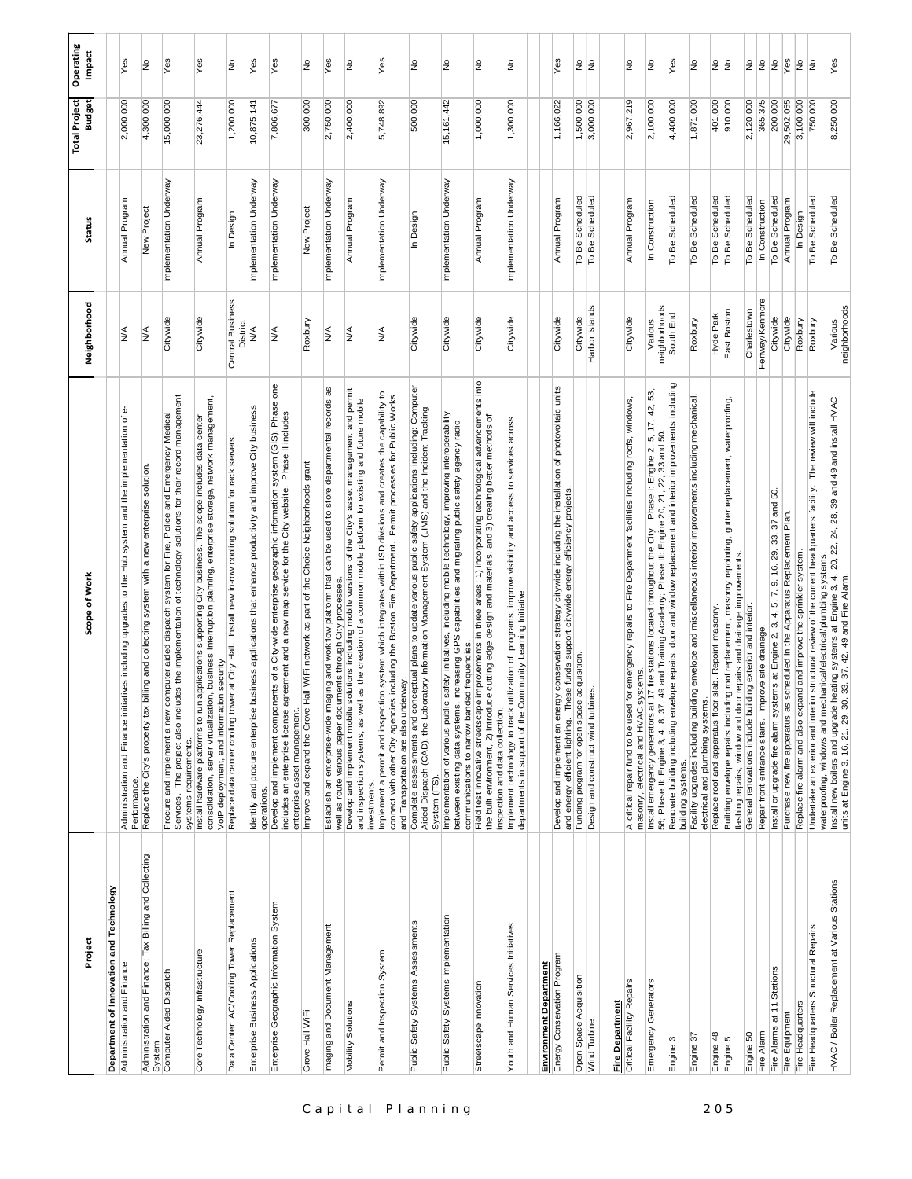| Project | Scope of Work | Neighborhood | Status | Total Project Budget | Operating Impact |
|---|---|---|---|---|---|
| **Department of Innovation and Technology** | | | | | |
| Administration and Finance | Administration and Finance initiatives including upgrades to the Hub system and the implementation of e-Performance. | N/A | Annual Program | 2,000,000 | Yes |
| Administration and Finance: Tax Billing and Collecting System | Replace the City's property tax billing and collecting system with a new enterprise solution. | N/A | New Project | 4,300,000 | No |
| Computer Aided Dispatch | Procure and implement a new computer aided dispatch system for Fire, Police and Emergency Medical Services. The project also includes the implementation of technology solutions for their record management systems requirements. | Citywide | Implementation Underway | 15,000,000 | Yes |
| Core Technology Infrastructure | Install hardware platforms to run applications supporting City business. The scope includes data center consolidation, server virtualization, business interruption planning, enterprise storage, network management, VoIP deployment, and information security. | Citywide | Annual Program | 23,276,444 | Yes |
| Data Center: AC/Cooling Tower Replacement | Replace data center cooling tower at City Hall. Install new in-row cooling solution for rack servers. | Central Business District | In Design | 1,200,000 | No |
| Enterprise Business Applications | Identify and procure enterprise business applications that enhance productivity and improve City business operations. | N/A | Implementation Underway | 10,875,141 | Yes |
| Enterprise Geographic Information System | Develop and implement components of a City-wide enterprise geographic information system (GIS). Phase one includes an enterprise license agreement and a new map service for the City website. Phase II includes enterprise asset management. | N/A | Implementation Underway | 7,806,677 | Yes |
| Grove Hall WiFi | Improve and expand the Grove Hall WiFi network as part of the Choice Neighborhoods grant | Roxbury | New Project | 300,000 | No |
| Imaging and Document Management | Establish an enterprise-wide imaging and workflow platform that can be used to store departmental records as well as route various paper documents through City processes. | N/A | Implementation Underway | 2,750,000 | Yes |
| Mobility Solutions | Develop and implement mobile solutions including mobile versions of the City's asset management and permit and inspection systems, as well as the creation of a common mobile platform for existing and future mobile investments. | N/A | Annual Program | 2,400,000 | No |
| Permit and Inspection System | Implement a permit and inspection system which integrates within ISD divisions and creates the capability to connect with other City agencies including the Boston Fire Department. Permit processes for Public Works and Transportation are also underway. | N/A | Implementation Underway | 5,748,892 | Yes |
| Public Safety Systems Assessments | Complete assessments and conceptual plans to update various public safety applications including: Computer Aided Dispatch (CAD), the Laboratory Information Management System (LIMS) and the Incident Tracking System (ITS). | Citywide | In Design | 500,000 | No |
| Public Safety Systems Implementation | Implementation of various public safety initiatives, including mobile technology, improving interoperability between existing data systems, increasing GPS capabilities and migrating public safety agency radio communications to narrow banded frequencies. | Citywide | Implementation Underway | 15,161,442 | No |
| Streetscape Innovation | Field test innovative streetscape improvements in three areas: 1) incorporating technological advancements into the built environment, 2) introduce cutting edge design and materials, and 3) creating better methods of inspection and data collection. | Citywide | Annual Program | 1,000,000 | No |
| Youth and Human Services Initiatives | Implement technology to track utilization of programs, improve visibility and access to services across departments in support of the Community Learning Initiative. | Citywide | Implementation Underway | 1,300,000 | No |
| **Environment Department** | | | | | |
| Energy Conservation Program | Develop and implement an energy conservation strategy citywide including the installation of photovoltaic units and energy efficient lighting. These funds support citywide energy efficiency projects. | Citywide | Annual Program | 1,166,022 | Yes |
| Open Space Acquisition | Funding program for open space acquisition. | Citywide | To Be Scheduled | 1,500,000 | No |
| Wind Turbine | Design and construct wind turbines. | Harbor Islands | To Be Scheduled | 3,000,000 | No |
| **Fire Department** | | | | | |
| Critical Facility Repairs | A critical repair fund to be used for emergency repairs to Fire Department facilities including roofs, windows, masonry, electrical and HVAC systems. | Citywide | Annual Program | 2,967,219 | No |
| Emergency Generators | Install emergency generators at 17 fire stations located throughout the City. Phase I: Engine 2, 5, 17, 42, 53, 56; Phase II: Engine 3, 4, 8, 37, 49 and Training Academy; Phase III: Engine 20, 21, 22, 33 and 50. | Various neighborhoods | In Construction | 2,100,000 | No |
| Engine 3 | Renovate building including envelope repairs, door and window replacement and interior improvements including building systems. | South End | To Be Scheduled | 4,400,000 | Yes |
| Engine 37 | Facility upgrades including building envelope and miscellaneous interior improvements including mechanical, electrical and plumbing systems. | Roxbury | To Be Scheduled | 1,871,000 | No |
| Engine 48 | Replace roof and apparatus floor slab. Repoint masonry. | Hyde Park | To Be Scheduled | 401,000 | No |
| Engine 5 | Building envelope repairs including roof replacement, masonry repointing, gutter replacement, waterproofing, flashing repairs, window and door repairs and drainage improvements. | East Boston | To Be Scheduled | 910,000 | No |
| Engine 50 | General renovations include building exterior and interior. | Charlestown | To Be Scheduled | 2,120,000 | No |
| Fire Alarm | Repair front entrance stairs. Improve site drainage. | Fenway/Kenmore | In Construction | 365,375 | No |
| Fire Alarms at 11 Stations | Install or upgrade fire alarm systems at Engine 2, 3, 4, 5, 7, 9, 16, 29, 33, 37 and 50. | Citywide | To Be Scheduled | 200,000 | No |
| Fire Equipment | Purchase new fire apparatus as scheduled in the Apparatus Replacement Plan. | Citywide | Annual Program | 29,502,055 | Yes |
| Fire Headquarters | Replace fire alarm and also expand and improve the sprinkler system. | Roxbury | In Design | 3,100,000 | No |
| Fire Headquarters Structural Repairs | Undertake an exterior and interior structural review of the current headquarters facility. The review will include waterproofing, windows and mechanical/electrical/plumbing systems. | Roxbury | To Be Scheduled | 750,000 | No |
| HVAC / Boiler Replacement at Various Stations | Install new boilers and upgrade heating systems at Engine 3, 4, 20, 22, 24, 28, 39 and 49 and install HVAC units at Engine 3, 16, 21, 29, 30, 33, 37, 42, 49 and Fire Alarm. | Various neighborhoods | To Be Scheduled | 8,250,000 | Yes |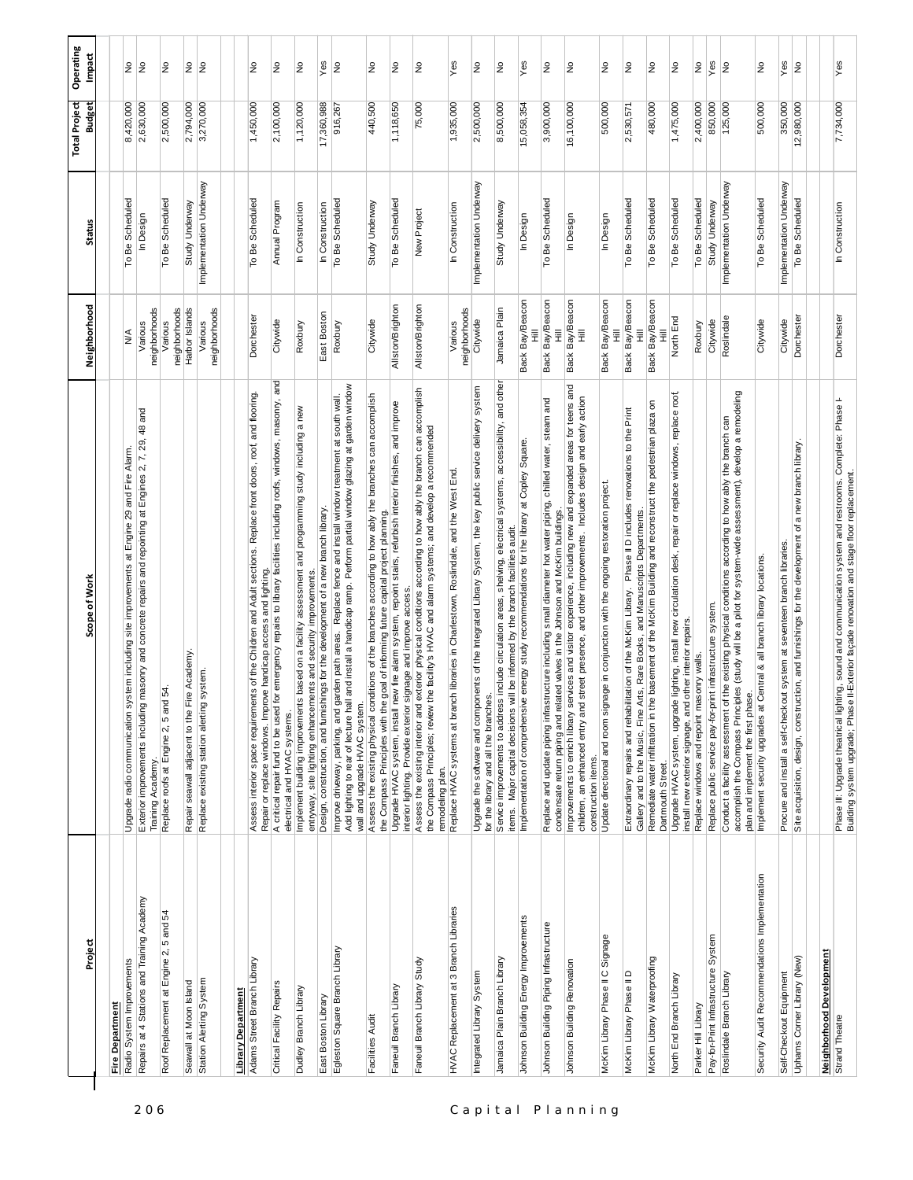| Project | Scope of Work | Neighborhood | Status | Total Project Budget | Operating Impact |
|---|---|---|---|---|---|
| **Fire Department** | | | | | |
| Radio System Improvements | Upgrade radio communication system including site improvements at Engine 29 and Fire Alarm. | N/A | To Be Scheduled | 8,420,000 | No |
| Repairs at 4 Stations and Training Academy | Exterior improvements including masonry and concrete repairs and repointing at Engines 2, 7, 29, 48 and Training Academy. | Various neighborhoods | In Design | 2,630,000 | No |
| Roof Replacement at Engine 2, 5 and 54 | Replace roofs at Engine 2, 5 and 54. | Various neighborhoods | To Be Scheduled | 2,500,000 | No |
| Seawall at Moon Island | Repair seawall adjacent to the Fire Academy. | Harbor Islands | Study Underway | 2,794,000 | No |
| Station Alerting System | Replace existing station alerting system. | Various neighborhoods | Implementation Underway | 3,270,000 | No |
| **Library Department** | | | | | |
| Adams Street Branch Library | Assess interior space requirements of the Children and Adult sections. Replace front doors, roof, and flooring. Repair or replace windows. Improve handicap access and lighting. | Dorchester | To Be Scheduled | 1,450,000 | No |
| Critical Facility Repairs | A critical repair fund to be used for emergency repairs to library facilities including roofs, windows, masonry, and electrical and HVAC systems. | Citywide | Annual Program | 2,100,000 | No |
| Dudley Branch Library | Implement building improvements based on a facility assessment and programming study including a new entryway, site lighting enhancements and security improvements. | Roxbury | In Construction | 1,120,000 | No |
| East Boston Library | Design, construction, and furnishings for the development of a new branch library. | East Boston | In Construction | 17,360,988 | Yes |
| Egleston Square Branch Library | Improve driveway, parking, and garden path areas. Replace fence and install window treatment at south wall. Add lighting to rear of lecture hall and install a handicap ramp. Perform partial window glazing at garden window wall and upgrade HVAC system. | Roxbury | To Be Scheduled | 916,267 | No |
| Facilities Audit | Assess the existing physical conditions of the branches according to how ably the branches can accomplish the Compass Principles with the goal of informing future capital project planning. | Citywide | Study Underway | 440,500 | No |
| Faneuil Branch Library | Upgrade HVAC system, install new fire alarm system, repoint stairs, refurbish interior finishes, and improve interior lighting. Provide exterior signage and improve access. | Allston/Brighton | To Be Scheduled | 1,118,650 | No |
| Faneuil Branch Library Study | Assess the existing interior and exterior physical conditions according to how ably the branch can accomplish the Compass Principles; review the facility's HVAC and alarm systems; and develop a recommended remodeling plan. | Allston/Brighton | New Project | 75,000 | No |
| HVAC Replacement at 3 Branch Libraries | Replace HVAC systems at branch libraries in Charlestown, Roslindale, and the West End. | Various neighborhoods | In Construction | 1,935,000 | Yes |
| Integrated Library System | Upgrade the software and components of the Integrated Library System, the key public service delivery system for the library and all the branches. | Citywide | Implementation Underway | 2,500,000 | No |
| Jamaica Plain Branch Library | Service improvements to address include circulation areas, shelving, electrical systems, accessibility, and other items. Major capital decisions will be informed by the branch facilities audit. | Jamaica Plain | Study Underway | 8,500,000 | No |
| Johnson Building Energy Improvements | Implementation of comprehensive energy study recommendations for the library at Copley Square. | Back Bay/Beacon Hill | In Design | 15,058,354 | Yes |
| Johnson Building Piping Infrastructure | Replace and update piping infrastructure including small diameter hot water piping, chilled water, steam and condensate return piping and related valves in the Johnson and McKim buildings. | Back Bay/Beacon Hill | To Be Scheduled | 3,900,000 | No |
| Johnson Building Renovation | Improvements to enrich library services and visitor experience, including new and expanded areas for teens and children, an enhanced entry and street presence, and other improvements. Includes design and early action construction items. | Back Bay/Beacon Hill | In Design | 16,100,000 | No |
| McKim Library Phase II C Signage | Update directional and room signage in conjunction with the ongoing restoration project. | Back Bay/Beacon Hill | In Design | 500,000 | No |
| McKim Library Phase II D | Extraordinary repairs and rehabilitation of the McKim Library. Phase II D includes renovations to the Print Gallery and to the Music, Fine Arts, Rare Books, and Manuscripts Departments. | Back Bay/Beacon Hill | To Be Scheduled | 2,530,571 | No |
| McKim Library Waterproofing | Remediate water infiltration in the basement of the McKim Building and reconstruct the pedestrian plaza on Dartmouth Street. | Back Bay/Beacon Hill | To Be Scheduled | 480,000 | No |
| North End Branch Library | Upgrade HVAC system, upgrade lighting, install new circulation desk, repair or replace windows, replace roof, install new exterior signage, and other interior repairs. | North End | To Be Scheduled | 1,475,000 | No |
| Parker Hill Library | Replace windows and repoint masonry walls. | Roxbury | To Be Scheduled | 2,400,000 | No |
| Pay-for-Print Infrastructure System | Replace public service pay-for-print infrastructure system. | Citywide | Study Underway | 850,000 | Yes |
| Roslindale Branch Library | Conduct a facility assessment of the existing physical conditions according to how ably the branch can accomplish the Compass Principles (study will be a pilot for system-wide assessment), develop a remodeling plan and implement the first phase. | Roslindale | Implementation Underway | 125,000 | No |
| Security Audit Recommendations Implementation | Implement security upgrades at Central & all branch library locations. | Citywide | To Be Scheduled | 500,000 | No |
| Self-Checkout Equipment | Procure and install a self-checkout system at seventeen branch libraries. | Citywide | Implementation Underway | 350,000 | Yes |
| Uphams Corner Library (New) | Site acquisition, design, construction, and furnishings for the development of a new branch library. | Dorchester | To Be Scheduled | 12,980,000 | No |
| **Neighborhood Development** | | | | | |
| Strand Theatre | Phase III: Upgrade theatrical lighting, sound and communication system and restrooms. Complete: Phase I-Building system upgrade; Phase II-Exterior façade renovation and stage floor replacement. | Dorchester | In Construction | 7,734,000 | Yes |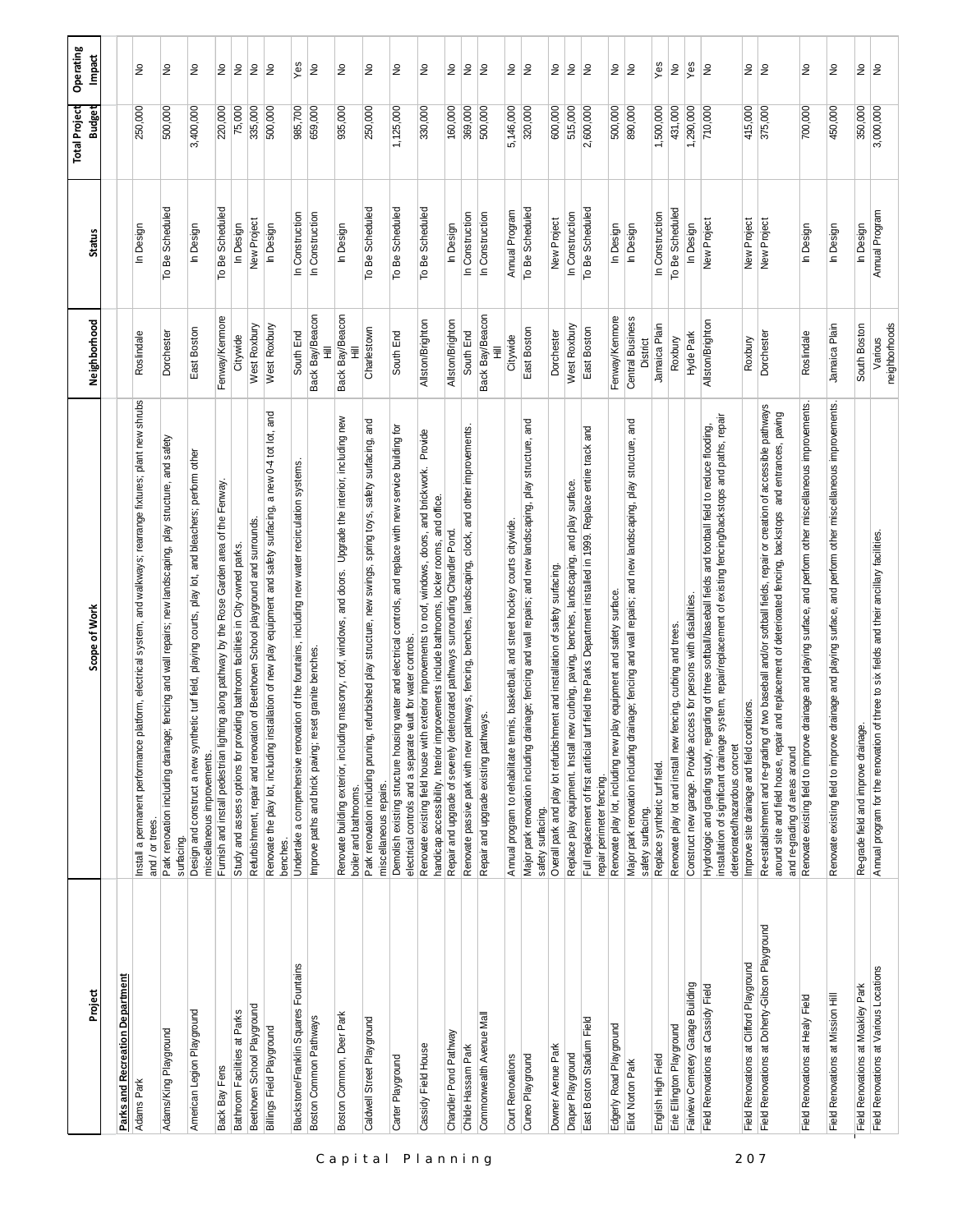| Project | Scope of Work | Neighborhood | Status | Total Project Budget | Operating Impact |
|---|---|---|---|---|---|
| **Parks and Recreation Department** | | | | | |
| Adams Park | Install a permanent performance platform, electrical system, and walkways; rearrange fixtures; plant new shrubs and / or trees. | Roslindale | In Design | 250,000 | No |
| Adams/King Playground | Park renovation including drainage; fencing and wall repairs; new landscaping, play structure, and safety surfacing. | Dorchester | To Be Scheduled | 500,000 | No |
| American Legion Playground | Design and construct a new synthetic turf field, playing courts, play lot, and bleachers; perform other miscellaneous improvements. | East Boston | In Design | 3,400,000 | No |
| Back Bay Fens | Furnish and install pedestrian lighting along pathway by the Rose Garden area of the Fenway. | Fenway/Kenmore | To Be Scheduled | 220,000 | No |
| Bathroom Facilities at Parks | Study and assess options for providing bathroom facilities in City-owned parks. | Citywide | In Design | 75,000 | No |
| Beethoven School Playground | Refurbishment, repair and renovation of Beethoven School playground and surrounds. | West Roxbury | New Project | 335,000 | No |
| Billings Field Playground | Renovate the play lot, including installation of new play equipment and safety surfacing, a new 0-4 tot lot, and benches. | West Roxbury | In Design | 500,000 | No |
| Blackstone/Franklin Squares Fountains | Undertake a comprehensive renovation of the fountains, including new water recirculation systems. | South End | In Construction | 985,700 | Yes |
| Boston Common Pathways | Improve paths and brick paving; reset granite benches. | Back Bay/Beacon Hill | In Construction | 659,000 | No |
| Boston Common, Deer Park | Renovate building exterior, including masonry, roof, windows, and doors. Upgrade the interior, including new boiler and bathrooms. | Back Bay/Beacon Hill | In Design | 935,000 | No |
| Caldwell Street Playground | Park renovation including pruning, refurbished play structure, new swings, spring toys, safety surfacing, and miscellaneous repairs. | Charlestown | To Be Scheduled | 250,000 | No |
| Carter Playground | Demolish existing structure housing water and electrical controls, and replace with new service building for electrical controls and a separate vault for water controls. | South End | To Be Scheduled | 1,125,000 | No |
| Cassidy Field House | Renovate existing field house with exterior improvements to roof, windows, doors, and brickwork. Provide handicap accessibility. Interior improvements include bathrooms, locker rooms, and office. | Allston/Brighton | To Be Scheduled | 330,000 | No |
| Chandler Pond Pathway | Repair and upgrade of severely deteriorated pathways surrounding Chandler Pond. | Allston/Brighton | In Design | 160,000 | No |
| Childe Hassam Park | Renovate passive park with new pathways, fencing, benches, landscaping, clock, and other improvements. | South End | In Construction | 369,000 | No |
| Commonwealth Avenue Mall | Repair and upgrade existing pathways. | Back Bay/Beacon Hill | In Construction | 500,000 | No |
| Court Renovations | Annual program to rehabilitate tennis, basketball, and street hockey courts citywide. | Citywide | Annual Program | 5,146,000 | No |
| Cuneo Playground | Major park renovation including drainage; fencing and wall repairs; and new landscaping, play structure, and safety surfacing. | East Boston | To Be Scheduled | 320,000 | No |
| Downer Avenue Park | Overall park and play lot refurbishment and installation of safety surfacing. | Dorchester | New Project | 600,000 | No |
| Draper Playground | Replace play equipment. Install new curbing, paving, benches, landscaping, and play surface. | West Roxbury | In Construction | 515,000 | No |
| East Boston Stadium Field | Full replacement of first artificial turf field the Parks Department installed in 1999. Replace entire track and repair perimeter fencing. | East Boston | To Be Scheduled | 2,600,000 | No |
| Edgerly Road Playground | Renovate play lot, including new play equipment and safety surface. | Fenway/Kenmore | In Design | 500,000 | No |
| Eliot Norton Park | Major park renovation including drainage; fencing and wall repairs; and new landscaping, play structure, and safety surfacing. | Central Business District | In Design | 890,000 | No |
| English High Field | Replace synthetic turf field. | Jamaica Plain | In Construction | 1,500,000 | Yes |
| Erie Ellington Playground | Renovate play lot and install new fencing, curbing and trees. | Roxbury | To Be Scheduled | 431,000 | No |
| Fairview Cemetery Garage Building | Construct new garage. Provide access for persons with disabilities. | Hyde Park | In Design | 1,290,000 | Yes |
| Field Renovations at Cassidy Field | Hydrologic and grading study, regarding of three softball/baseball fields and football field to reduce flooding, installation of significant drainage system, repair/replacement of existing fencing/backstops and paths, repair deteriorated/hazardous concret | Allston/Brighton | New Project | 710,000 | No |
| Field Renovations at Clifford Playground | Improve site drainage and field conditions. | Roxbury | New Project | 415,000 | No |
| Field Renovations at Doherty-Gibson Playground | Re-establishment and re-grading of two baseball and/or softball fields, repair or creation of accessible pathways around site and field house, repair and replacement of deteriorated fencing, backstops and entrances, paving and re-grading of areas around | Dorchester | New Project | 375,000 | No |
| Field Renovations at Healy Field | Renovate existing field to improve drainage and playing surface, and perform other miscellaneous improvements. | Roslindale | In Design | 700,000 | No |
| Field Renovations at Mission Hill | Renovate existing field to improve drainage and playing surface, and perform other miscellaneous improvements. | Jamaica Plain | In Design | 450,000 | No |
| Field Renovations at Moakley Park | Re-grade field and improve drainage. | South Boston | In Design | 350,000 | No |
| Field Renovations at Various Locations | Annual program for the renovation of three to six fields and their ancillary facilities. | Various neighborhoods | Annual Program | 3,000,000 | No |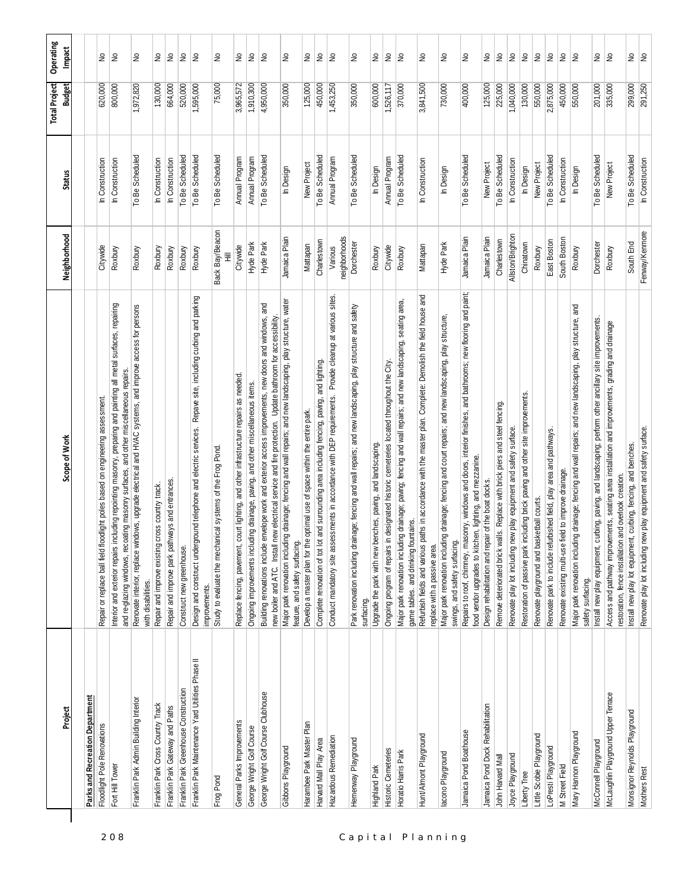| Project | Scope of Work | Neighborhood | Status | Total Project Budget | Operating Impact |
|---|---|---|---|---|---|
| **Parks and Recreation Department** | | | | | |
| Floodlight Pole Renovations | Repair or replace ball field floodlight poles based on engineering assessment. | Citywide | In Construction | 620,000 | No |
| Fort Hill Tower | Interior and exterior repairs including repointing masonry, preparing and painting all metal surfaces, repairing and re-glazing windows, recoating masonry surfaces, and other miscellaneous repairs. | Roxbury | In Construction | 800,000 | No |
| Franklin Park Admin Building Interior | Renovate interior, replace windows, upgrade electrical and HVAC systems, and improve access for persons with disabilities. | Roxbury | To Be Scheduled | 1,972,820 | No |
| Franklin Park Cross Country Track | Repair and improve existing cross country track. | Roxbury | In Construction | 130,000 | No |
| Franklin Park Gateway and Paths | Repair and improve park pathways and entrances. | Roxbury | In Construction | 664,000 | No |
| Franklin Park Greenhouse Construction | Construct new greenhouse. | Roxbury | To Be Scheduled | 520,000 | No |
| Franklin Park Maintenance Yard Utilities Phase II | Design and construct underground telephone and electric services. Repave site, including curbing and parking improvements. | Roxbury | To Be Scheduled | 1,595,000 | No |
| Frog Pond | Study to evaluate the mechanical systems of the Frog Pond. | Back Bay/Beacon Hill | To Be Scheduled | 75,000 | No |
| General Parks Improvements | Replace fencing, pavement, court lighting, and other infrastructure repairs as needed. | Citywide | Annual Program | 3,965,572 | No |
| George Wright Golf Course | Ongoing improvements including drainage, paving, and other miscellaneous items. | Hyde Park | Annual Program | 1,910,300 | No |
| George Wright Golf Course Clubhouse | Building renovations include envelope work and exterior access improvements, new doors and windows, and new boiler and ATC. Install new electrical service and fire protection. Update bathroom for accessibility. | Hyde Park | To Be Scheduled | 4,950,000 | No |
| Gibbons Playground | Major park renovation including drainage; fencing and wall repairs; and new landscaping, play structure, water feature, and safety surfacing. | Jamaica Plain | In Design | 350,000 | No |
| Harambee Park Master Plan | Develop a master plan for the optimal use of space within the entire park. | Mattapan | New Project | 125,000 | No |
| Harvard Mall Play Area | Complete renovation of tot lot and surrounding area including fencing, paving, and lighting. | Charlestown | To Be Scheduled | 450,000 | No |
| Hazardous Remediation | Conduct mandatory site assessments in accordance with DEP requirements. Provide cleanup at various sites. | Various neighborhoods | Annual Program | 1,453,250 | No |
| Hemenway Playground | Park renovation including drainage; fencing and wall repairs; and new landscaping, play structure and safety surfacing. | Dorchester | To Be Scheduled | 350,000 | No |
| Highland Park | Upgrade the park with new benches, paving, and landscaping. | Roxbury | In Design | 600,000 | No |
| Historic Cemeteries | Ongoing program of repairs in designated historic cemeteries located throughout the City. | Citywide | Annual Program | 1,526,117 | No |
| Horatio Harris Park | Major park renovation including drainage; paving; fencing and wall repairs; and new landscaping, seating area, game tables, and drinking fountains. | Roxbury | To Be Scheduled | 370,000 | No |
| Hunt/Almont Playground | Refurbish fields and various paths in accordance with the master plan. Complete: Demolish the field house and replace with a passive area. | Mattapan | In Construction | 3,841,500 | No |
| Iacono Playground | Major park renovation including drainage; fencing and court repairs; and new landscaping, play structure, swings, and safety surfacing. | Hyde Park | In Design | 730,000 | No |
| Jamaica Pond Boathouse | Repairs to roof, chimney, masonry, windows and doors, interior finishes, and bathrooms; new flooring and paint; food vendor upgrades to kitchen, lighting, and mezzanine. | Jamaica Plain | To Be Scheduled | 400,000 | No |
| Jamaica Pond Dock Rehabilitation | Design rehabilitation and repair of the boat docks. | Jamaica Plain | New Project | 125,000 | No |
| John Harvard Mall | Remove deteriorated brick walls. Replace with brick piers and steel fencing. | Charlestown | To Be Scheduled | 225,000 | No |
| Joyce Playground | Renovate play lot including new play equipment and safety surface. | Allston/Brighton | In Construction | 1,040,000 | No |
| Liberty Tree | Restoration of passive park including brick paving and other site improvements. | Chinatown | In Design | 130,000 | No |
| Little Scobie Playground | Renovate playground and basketball courts. | Roxbury | New Project | 550,000 | No |
| LoPresti Playground | Renovate park to include refurbished field, play area and pathways. | East Boston | To Be Scheduled | 2,875,000 | No |
| M Street Field | Renovate existing multi-use field to improve drainage. | South Boston | In Construction | 450,000 | No |
| Mary Hannon Playground | Major park renovation including drainage; fencing and wall repairs; and new landscaping, play structure, and safety surfacing. | Roxbury | In Design | 550,000 | No |
| McConnell Playground | Install new play equipment, curbing, paving, and landscaping; perform other ancillary site improvements. | Dorchester | To Be Scheduled | 201,000 | No |
| McLaughlin Playground Upper Terrace | Access and pathway improvements, seating area installation and improvements, grading and drainage restoration, fence installation and overlook creation. | Roxbury | New Project | 335,000 | No |
| Monsignor Reynolds Playground | Install new play lot equipment, curbing, fencing, and benches. | South End | To Be Scheduled | 299,000 | No |
| Mothers Rest | Renovate play lot including new play equipment and safety surface. | Fenway/Kenmore | In Construction | 291,250 | No |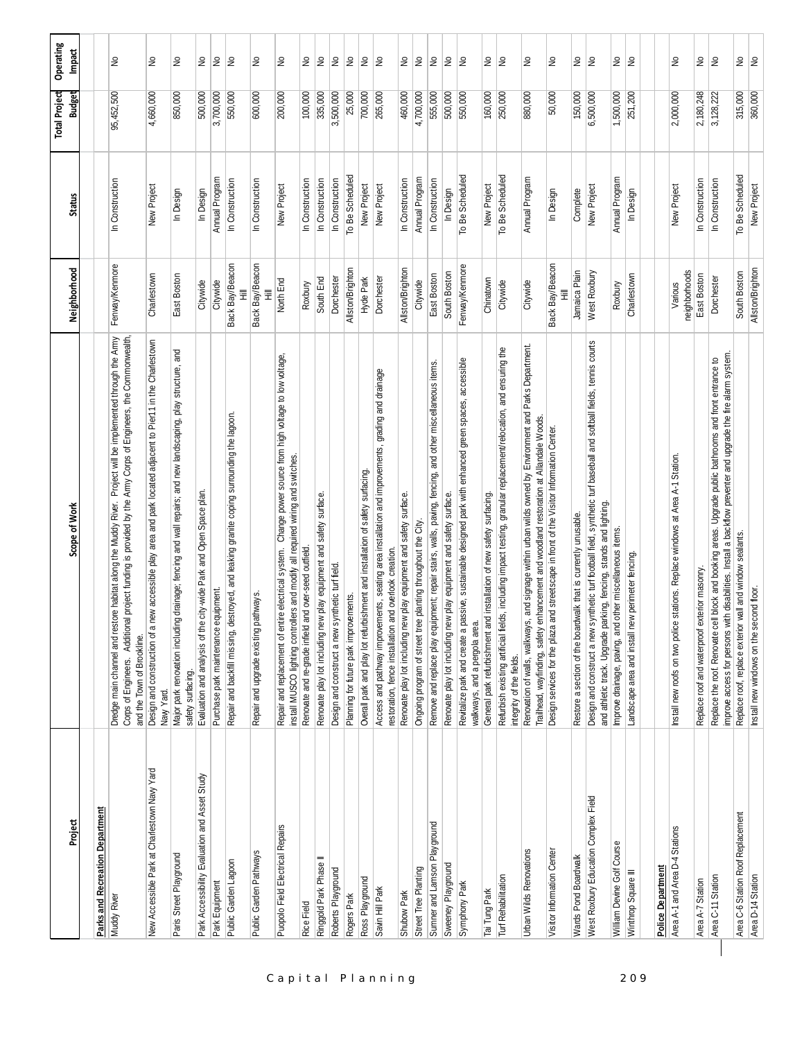| Project | Scope of Work | Neighborhood | Status | Total Project Budget | Operating Impact |
|---|---|---|---|---|---|
| **Parks and Recreation Department** | | | | | |
| Muddy River | Dredge main channel and restore habitat along the Muddy River. Project will be implemented through the Army Corps of Engineers. Additional project funding is provided by the Army Corps of Engineers, the Commonwealth, and the Town of Brookline. | Fenway/Kenmore | In Construction | 95,452,500 | No |
| New Accessible Park at Charlestown Navy Yard | Design and construction of a new accessible play area and park located adjacent to Pier11 in the Charlestown Navy Yard. | Charlestown | New Project | 4,660,000 | No |
| Paris Street Playground | Major park renovation including drainage; fencing and wall repairs; and new landscaping, play structure, and safety surfacing. | East Boston | In Design | 850,000 | No |
| Park Accessibility Evaluation and Asset Study | Evaluation and analysis of the city-wide Park and Open Space plan. | Citywide | In Design | 500,000 | No |
| Park Equipment | Purchase park maintenance equipment. | Citywide | Annual Program | 3,700,000 | No |
| Public Garden Lagoon | Repair and backfill missing, destroyed, and leaking granite coping surrounding the lagoon. | Back Bay/Beacon Hill | In Construction | 550,000 | No |
| Public Garden Pathways | Repair and upgrade existing pathways. | Back Bay/Beacon Hill | In Construction | 600,000 | No |
| Puopolo Field Electrical Repairs | Repair and replacement of entire electrical system. Change power source from high voltage to low voltage, install MUSCO lighting controllers and modify all required wiring and switches. | North End | New Project | 200,000 | No |
| Rice Field | Renovate and re-grade infield and over-seed outfield. | Roxbury | In Construction | 100,000 | No |
| Ringgold Park Phase II | Renovate play lot including new play equipment and safety surface. | South End | In Construction | 335,000 | No |
| Roberts Playground | Design and construct a new synthetic turf field. | Dorchester | In Construction | 3,500,000 | No |
| Rogers Park | Planning for future park improvements. | Allston/Brighton | To Be Scheduled | 25,000 | No |
| Ross Playground | Overall park and play lot refurbishment and installation of safety surfacing. | Hyde Park | New Project | 700,000 | No |
| Savin Hill Park | Access and pathway improvements, seating area installation and improvements, grading and drainage restoration, fence installation and overlook creation. | Dorchester | New Project | 265,000 | No |
| Shubow Park | Renovate play lot including new play equipment and safety surface. | Allston/Brighton | In Construction | 460,000 | No |
| Street Tree Planting | Ongoing program of street tree planting throughout the City. | Citywide | Annual Program | 4,700,000 | No |
| Sumner and Lamson Playground | Remove and replace play equipment; repair stairs, walls, paving, fencing, and other miscellaneous items. | East Boston | In Construction | 555,000 | No |
| Sweeney Playground | Renovate play lot including new play equipment and safety surface. | South Boston | In Design | 500,000 | No |
| Symphony Park | Revitalize park and create a passive, sustainable designed park with enhanced green spaces, accessible walkways, and a pergola area. | Fenway/Kenmore | To Be Scheduled | 550,000 | No |
| Tai Tung Park | General park refurbishment and installation of new safety surfacing. | Chinatown | New Project | 160,000 | No |
| Turf Rehabilitation | Refurbish existing artificial fields, including impact testing, granular replacement/relocation, and ensuring the integrity of the fields. | Citywide | To Be Scheduled | 250,000 | No |
| Urban Wilds Renovations | Renovation of walls, walkways, and signage within urban wilds owned by Environment and Parks Department. Trailhead, wayfinding, safety enhancement and woodland restoration at Allandale Woods. | Citywide | Annual Program | 880,000 | No |
| Visitor Information Center | Design services for the plaza and streetscape in front of the Visitor Information Center. | Back Bay/Beacon Hill | In Design | 50,000 | No |
| Wards Pond Boardwalk | Restore a section of the boardwalk that is currently unusable. | Jamaica Plain | Complete | 150,000 | No |
| West Roxbury Education Complex Field | Design and construct a new synthetic turf football field, synthetic turf baseball and softball fields, tennis courts and athletic track. Upgrade parking, fencing, stands and lighting. | West Roxbury | New Project | 6,500,000 | No |
| William Devine Golf Course | Improve drainage, paving, and other miscellaneous items. | Roxbury | Annual Program | 1,500,000 | No |
| Winthrop Square II | Landscape area and install new perimeter fencing. | Charlestown | In Design | 251,200 | No |
| **Police Department** | | | | | |
| Area A-1 and Area D-4 Stations | Install new roofs on two police stations. Replace windows at Area A-1 Station. | Various neighborhoods | New Project | 2,000,000 | No |
| Area A-7 Station | Replace roof and waterproof exterior masonry. | East Boston | In Construction | 2,180,248 | No |
| Area C-11 Station | Replace the roof. Renovate cell block and booking areas. Upgrade public bathrooms and front entrance to improve access for persons with disabilities. Install a backflow preventer and upgrade the fire alarm system. | Dorchester | In Construction | 3,128,222 | No |
| Area C-6 Station Roof Replacement | Replace roof, replace exterior wall and window sealants. | South Boston | To Be Scheduled | 315,000 | No |
| Area D-14 Station | Install new windows on the second floor. | Allston/Brighton | New Project | 360,000 | No |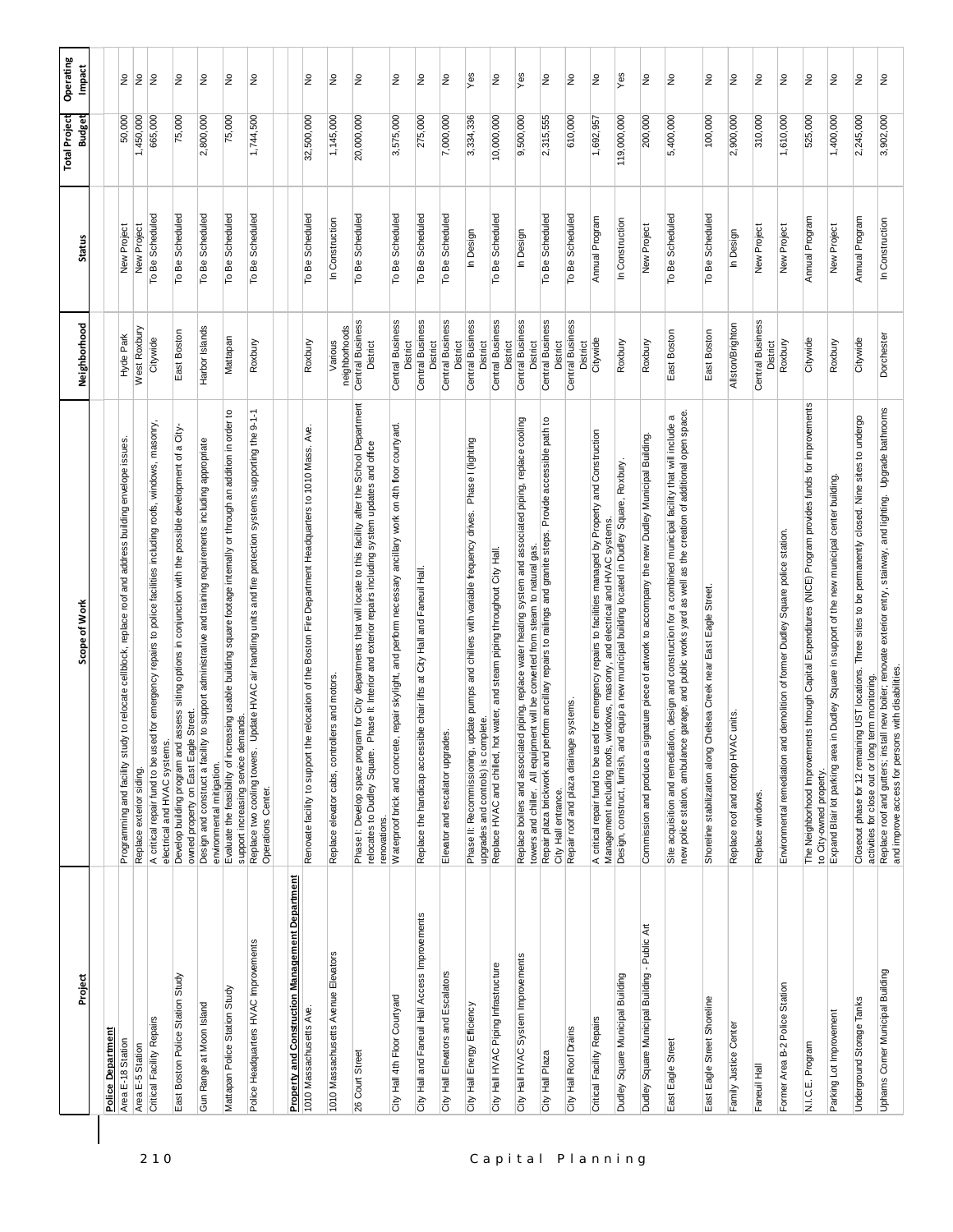| Project | Scope of Work | Neighborhood | Status | Total Project Budget | Operating Impact |
|---|---|---|---|---|---|
| **Police Department** | | | | | |
| Area E-18 Station | Programming and facility study to relocate cellblock, replace roof and address building envelope issues. | Hyde Park | New Project | 50,000 | No |
| Area E-5 Station | Replace exterior siding. | West Roxbury | New Project | 1,450,000 | No |
| Critical Facility Repairs | A critical repair fund to be used for emergency repairs to police facilities including roofs, windows, masonry, electrical and HVAC systems. | Citywide | To Be Scheduled | 665,000 | No |
| East Boston Police Station Study | Develop building program and assess siting options in conjunction with the possible development of a City-owned property on East Eagle Street. | East Boston | To Be Scheduled | 75,000 | No |
| Gun Range at Moon Island | Design and construct a facility to support administrative and training requirements including appropriate environmental mitigation. | Harbor Islands | To Be Scheduled | 2,800,000 | No |
| Mattapan Police Station Study | Evaluate the feasibility of increasing usable building square footage internally or through an addition in order to support increasing service demands. | Mattapan | To Be Scheduled | 75,000 | No |
| Police Headquarters HVAC Improvements | Replace two cooling towers. Update HVAC air handling units and fire protection systems supporting the 9-1-1 Operations Center. | Roxbury | To Be Scheduled | 1,744,500 | No |
| **Property and Construction Management Department** | | | | | |
| 1010 Massachusetts Ave. | Renovate facility to support the relocation of the Boston Fire Department Headquarters to 1010 Mass. Ave. | Roxbury | To Be Scheduled | 32,500,000 | No |
| 1010 Massachusetts Avenue Elevators | Replace elevator cabs, controllers and motors. | Various neighborhoods | In Construction | 1,145,000 | No |
| 26 Court Street | Phase I: Develop space program for City departments that will locate to this facility after the School Department relocates to Dudley Square. Phase II: Interior and exterior repairs including system updates and office renovations. | Central Business District | To Be Scheduled | 20,000,000 | No |
| City Hall 4th Floor Courtyard | Waterproof brick and concrete, repair skylight, and perform necessary ancillary work on 4th floor courtyard. | Central Business District | To Be Scheduled | 3,575,000 | No |
| City Hall and Faneuil Hall Access Improvements | Replace the handicap accessible chair lifts at City Hall and Faneuil Hall. | Central Business District | To Be Scheduled | 275,000 | No |
| City Hall Elevators and Escalators | Elevator and escalator upgrades. | Central Business District | To Be Scheduled | 7,000,000 | No |
| City Hall Energy Efficiency | Phase II: Recommissioning, update pumps and chillers with variable frequency drives. Phase I (lighting upgrades and controls) is complete. | Central Business District | In Design | 3,334,336 | Yes |
| City Hall HVAC Piping Infrastructure | Replace HVAC and chilled, hot water, and steam piping throughout City Hall. | Central Business District | To Be Scheduled | 10,000,000 | No |
| City Hall HVAC System Improvements | Replace boilers and associated piping, replace water heating system and associated piping, replace cooling towers and chiller. All equipment will be converted from steam to natural gas. | Central Business District | In Design | 9,500,000 | Yes |
| City Hall Plaza | Repair plaza brickwork and perform ancillary repairs to railings and granite steps. Provide accessible path to City Hall entrance. | Central Business District | To Be Scheduled | 2,315,555 | No |
| City Hall Roof Drains | Repair roof and plaza drainage systems. | Central Business District | To Be Scheduled | 610,000 | No |
| Critical Facility Repairs | A critical repair fund to be used for emergency repairs to facilities managed by Property and Construction Management including roofs, windows, masonry, and electrical and HVAC systems. | Citywide | Annual Program | 1,692,957 | No |
| Dudley Square Municipal Building | Design, construct, furnish, and equip a new municipal building located in Dudley Square, Roxbury. | Roxbury | In Construction | 119,000,000 | Yes |
| Dudley Square Municipal Building - Public Art | Commission and produce a signature piece of artwork to accompany the new Dudley Municipal Building. | Roxbury | New Project | 200,000 | No |
| East Eagle Street | Site acquisition and remediation, design and construction for a combined municipal facility that will include a new police station, ambulance garage, and public works yard as well as the creation of additional open space. | East Boston | To Be Scheduled | 5,400,000 | No |
| East Eagle Street Shoreline | Shoreline stabilization along Chelsea Creek near East Eagle Street. | East Boston | To Be Scheduled | 100,000 | No |
| Family Justice Center | Replace roof and rooftop HVAC units. | Allston/Brighton | In Design | 2,900,000 | No |
| Faneuil Hall | Replace windows. | Central Business District | New Project | 310,000 | No |
| Former Area B-2 Police Station | Environmental remediation and demolition of former Dudley Square police station. | Roxbury | New Project | 1,610,000 | No |
| N.I.C.E. Program | The Neighborhood Improvements through Capital Expenditures (NICE) Program provides funds for improvements to City-owned property. | Citywide | Annual Program | 525,000 | No |
| Parking Lot Improvement | Expand Blair lot parking area in Dudley Square in support of the new municipal center building. | Roxbury | New Project | 1,400,000 | No |
| Underground Storage Tanks | Closeout phase for 12 remaining UST locations. Three sites to be permanently closed. Nine sites to undergo activities for close out or long term monitoring. | Citywide | Annual Program | 2,245,000 | No |
| Uphams Corner Municipal Building | Replace roof and gutters; install new boiler, renovate exterior entry, stairway, and lighting. Upgrade bathrooms and improve access for persons with disabilities. | Dorchester | In Construction | 3,902,000 | No |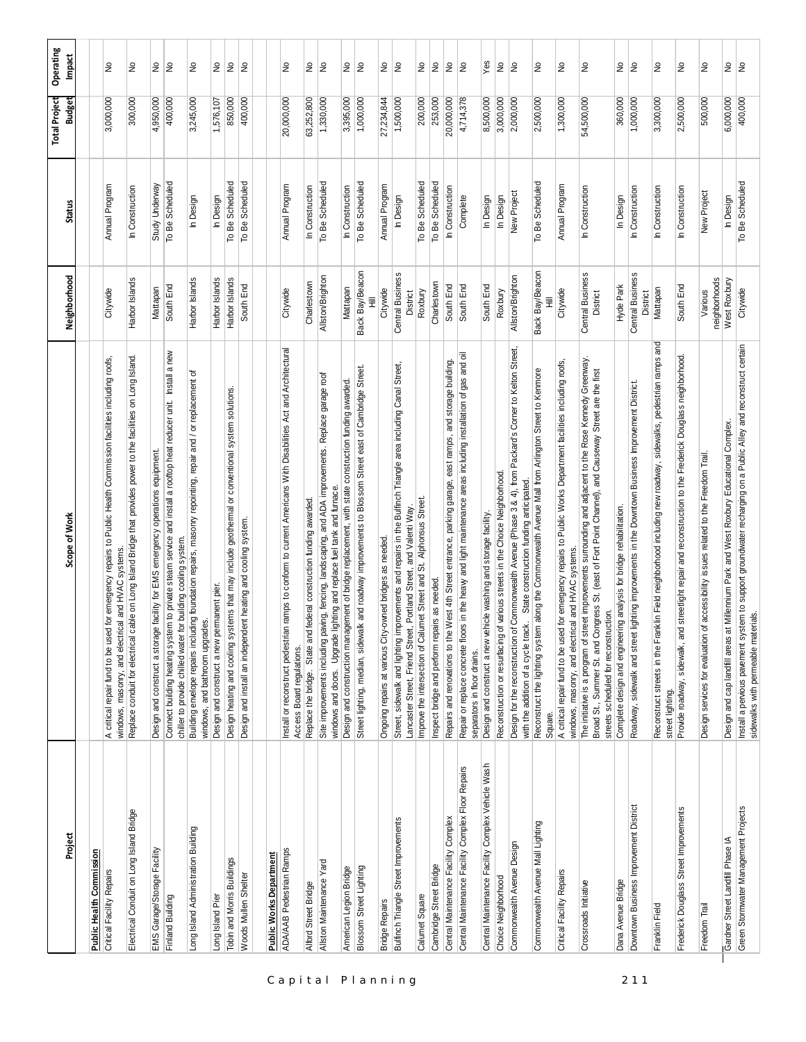| Project | Scope of Work | Neighborhood | Status | Total Project Budget | Operating Impact |
|---|---|---|---|---|---|
| **Public Health Commission** | | | | | |
| Critical Facility Repairs | A critical repair fund to be used for emergency repairs to Public Health Commission facilities including roofs, windows, masonry, and electrical and HVAC systems. | Citywide | Annual Program | 3,000,000 | No |
| Electrical Conduit on Long Island Bridge | Replace conduit for electrical cable on Long Island Bridge that provides power to the facilities on Long Island. | Harbor Islands | In Construction | 300,000 | No |
| EMS Garage/Storage Facility | Design and construct a storage facility for EMS emergency operations equipment. | Mattapan | Study Underway | 4,950,000 | No |
| Finland Building | Connect building heating system to private steam service and install a rooftop heat reducer unit. Install a new chiller to provide chilled water for building cooling system. | South End | To Be Scheduled | 400,000 | No |
| Long Island Administration Building | Building envelope repairs including foundation repairs, masonry repointing, repair and / or replacement of windows, and bathroom upgrades. | Harbor Islands | In Design | 3,245,000 | No |
| Long Island Pier | Design and construct a new permanent pier. | Harbor Islands | In Design | 1,576,107 | No |
| Tobin and Morris Buildings | Design heating and cooling systems that may include geothermal or conventional system solutions. | Harbor Islands | To Be Scheduled | 850,000 | No |
| Woods Mullen Shelter | Design and install an independent heating and cooling system. | South End | To Be Scheduled | 400,000 | No |
| **Public Works Department** | | | | | |
| ADA/AAB Pedestrian Ramps | Install or reconstruct pedestrian ramps to conform to current Americans With Disabilities Act and Architectural Access Board regulations. | Citywide | Annual Program | 20,000,000 | No |
| Alford Street Bridge | Replace the bridge. State and federal construction funding awarded. | Charlestown | In Construction | 63,252,800 | No |
| Allston Maintenance Yard | Site improvements including paving, fencing, landscaping, and ADA improvements. Replace garage roof windows and doors. Upgrade lighting and replace fuel tank and furnace. | Allston/Brighton | To Be Scheduled | 1,330,000 | No |
| American Legion Bridge | Design and construction management of bridge replacement, with state construction funding awarded. | Mattapan | In Construction | 3,395,000 | No |
| Blossom Street Lighting | Street lighting, median, sidewalk and roadway improvements to Blossom Street east of Cambridge Street. | Back Bay/Beacon Hill | To Be Scheduled | 1,000,000 | No |
| Bridge Repairs | Ongoing repairs at various City-owned bridges as needed. | Citywide | Annual Program | 27,234,844 | No |
| Bulfinch Triangle Street Improvements | Street, sidewalk and lighting improvements and repairs in the Bulfinch Triangle area including Canal Street, Lancaster Street, Friend Street, Portland Street, and Valenti Way. | Central Business District | In Design | 1,500,000 | No |
| Calumet Square | Improve the intersection of Calumet Street and St. Alphonsus Street. | Roxbury | To Be Scheduled | 200,000 | No |
| Cambridge Street Bridge | Inspect bridge and perform repairs as needed. | Charlestown | To Be Scheduled | 253,000 | No |
| Central Maintenance Facility Complex | Repairs and renovations to the West 4th Street entrance, parking garage, east ramps, and storage building. | South End | In Construction | 20,000,000 | No |
| Central Maintenance Facility Complex Floor Repairs | Repair or replace concrete floors in the heavy and light maintenance areas including installation of gas and oil separators in floor drains. | South End | Complete | 4,714,378 | No |
| Central Maintenance Facility Complex Vehicle Wash | Design and construct a new vehicle washing and storage facility. | South End | In Design | 8,500,000 | Yes |
| Choice Neighborhood | Reconstruction or resurfacing of various streets in the Choice Neighborhood. | Roxbury | In Design | 3,000,000 | No |
| Commonwealth Avenue Design | Design for the reconstruction of Commonwealth Avenue (Phase 3 & 4), from Packard's Corner to Kelton Street, with the addition of a cycle track. State construction funding anticipated. | Allston/Brighton | New Project | 2,000,000 | No |
| Commonwealth Avenue Mall Lighting | Reconstruct the lighting system along the Commonwealth Avenue Mall from Arlington Street to Kenmore Square. | Back Bay/Beacon Hill | To Be Scheduled | 2,500,000 | No |
| Critical Facility Repairs | A critical repair fund to be used for emergency repairs to Public Works Department facilities including roofs, windows, masonry, and electrical and HVAC systems. | Citywide | Annual Program | 1,300,000 | No |
| Crossroads Initiative | The initiative is a program of street improvements surrounding and adjacent to the Rose Kennedy Greenway. Broad St., Summer St. and Congress St. (east of Fort Point Channel), and Causeway Street are the first streets scheduled for reconstruction. | Central Business District | In Construction | 54,500,000 | No |
| Dana Avenue Bridge | Complete design and engineering analysis for bridge rehabilitation. | Hyde Park | In Design | 360,000 | No |
| Downtown Business Improvement District | Roadway, sidewalk and street lighting improvements in the Downtown Business Improvement District. | Central Business District | In Construction | 1,000,000 | No |
| Franklin Field | Reconstruct streets in the Franklin Field neighborhood including new roadway, sidewalks, pedestrian ramps and street lighting. | Mattapan | In Construction | 3,300,000 | No |
| Frederick Douglass Street Improvements | Provide roadway, sidewalk, and streetlight repair and reconstruction to the Frederick Douglass neighborhood. | South End | In Construction | 2,500,000 | No |
| Freedom Trail | Design services for evaluation of accessibility issues related to the Freedom Trail. | Various neighborhoods | New Project | 500,000 | No |
| Gardner Street Landfill Phase IA | Design and cap landfill areas at Millennium Park and West Roxbury Educational Complex. | West Roxbury | In Design | 6,000,000 | No |
| Green Stormwater Management Projects | Install a pervious pavement system to support groundwater recharging on a Public Alley and reconstruct certain sidewalks with permeable materials. | Citywide | To Be Scheduled | 400,000 | No |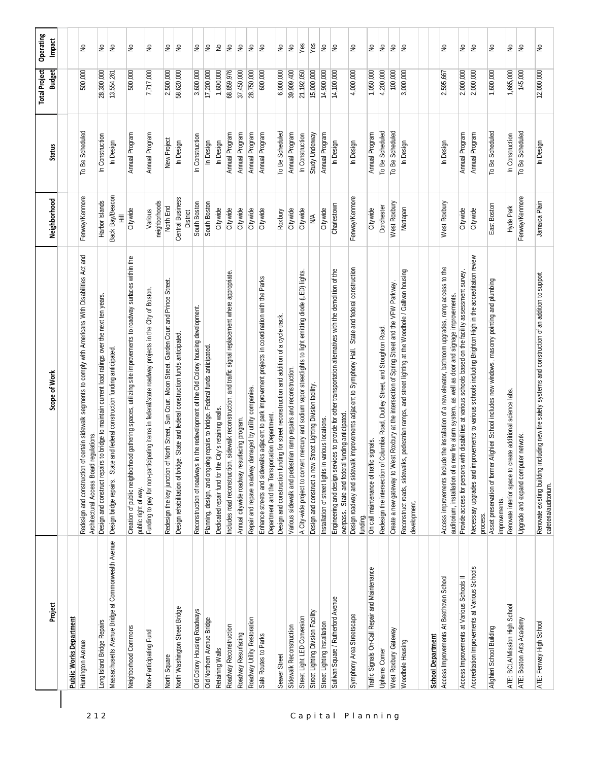| Project | Scope of Work | Neighborhood | Status | Total Project Budget | Operating Impact |
|---|---|---|---|---|---|
| **Public Works Department** | | | | | |
| Huntington Avenue | Redesign and construction of certain sidewalk segments to comply with Americans With Disabilities Act and Architectural Access Board regulations. | Fenway/Kenmore | To Be Scheduled | 500,000 | No |
| Long Island Bridge Repairs | Design and construct repairs to bridge to maintain current load ratings over the next ten years. | Harbor Islands | In Construction | 28,300,000 | No |
| Massachusetts Avenue Bridge at Commonwealth Avenue | Design bridge repairs. State and federal construction funding anticipated. | Back Bay/Beacon Hill | In Design | 13,554,261 | No |
| Neighborhood Commons | Creation of public neighborhood gathering spaces, utilizing site improvements to roadway surfaces within the public right of way. | Citywide | Annual Program | 500,000 | No |
| Non-Participating Fund | Funding to pay for non-participating items in federal/state roadway projects in the City of Boston. | Various neighborhoods | Annual Program | 7,717,000 | No |
| North Square | Redesign the key junction of North Street, Sun Court, Moon Street, Garden Court and Prince Street. | North End | New Project | 2,500,000 | No |
| North Washington Street Bridge | Design rehabilitation of bridge. State and federal construction funds anticipated. | Central Business District | In Design | 58,620,000 | No |
| Old Colony Housing Roadways | Reconstruction of roadways in the redevelopment of the Old Colony housing development. | South Boston | In Construction | 3,600,000 | No |
| Old Northern Avenue Bridge | Planning, design, and ongoing repairs to bridge. Federal funds anticipated. | South Boston | In Design | 17,200,000 | No |
| Retaining Walls | Dedicated repair fund for the City's retaining walls. | Citywide | In Design | 1,600,000 | No |
| Roadway Reconstruction | Includes road reconstruction, sidewalk reconstruction, and traffic signal replacement where appropriate. | Citywide | Annual Program | 68,859,976 | No |
| Roadway Resurfacing | Annual citywide roadway resurfacing program. | Citywide | Annual Program | 37,450,000 | No |
| Roadway Utility Restoration | Repair and repave roadway damaged by utility companies. | Citywide | Annual Program | 28,750,000 | No |
| Safe Routes to Parks | Enhance streets and sidewalks adjacent to park improvement projects in coordination with the Parks Department and the Transportation Department. | Citywide | Annual Program | 600,000 | No |
| Seaver Street | Design and construction funding for street reconstruction and addition of a cycle track. | Roxbury | To Be Scheduled | 6,000,000 | No |
| Sidewalk Reconstruction | Various sidewalk and pedestrian ramp repairs and reconstruction. | Citywide | Annual Program | 39,909,400 | No |
| Street Light LED Conversion | A City-wide project to convert mercury and sodium vapor streetlights to light emitting diode (LED) lights. | Citywide | In Construction | 21,192,050 | Yes |
| Street Lighting Division Facility | Design and construct a new Street Lighting Division facility. | N/A | Study Underway | 15,000,000 | Yes |
| Street Lighting Installation | Installation of street lights in various locations. | Citywide | Annual Program | 14,900,000 | No |
| Sullivan Square / Rutherford Avenue | Engineering and design services to provide for other transportation alternatives with the demolition of the overpass. State and federal funding anticipated. | Charlestown | In Design | 14,100,000 | No |
| Symphony Area Streetscape | Design roadway and sidewalk improvements adjacent to Symphony Hall. State and federal construction funding. | Fenway/Kenmore | In Design | 4,000,000 | No |
| Traffic Signals On-Call Repair and Maintenance | On call maintenance of traffic signals. | Citywide | Annual Program | 1,050,000 | No |
| Uphams Corner | Redesign the intersection of Columbia Road, Dudley Street, and Stoughton Road. | Dorchester | To Be Scheduled | 4,200,000 | No |
| West Roxbury Gateway | Create a new gateway to West Roxbury at the intersection of Spring Street and the VFW Parkway. | West Roxbury | To Be Scheduled | 100,000 | No |
| Woodbole Housing | Reconstruct roads, sidewalks, pedestrian ramps, and street lighting at the Woodbole / Gallivan housing development. | Mattapan | In Design | 3,000,000 | No |
| **School Department** | | | | | |
| Access Improvements At Beethoven School | Access improvements include the installation of a new elevator, bathroom upgrades, ramp access to the auditorium, installation of a new fire alarm system, as well as door and signage improvements. | West Roxbury | In Design | 2,595,667 | No |
| Access Improvements at Various Schools II | Provide access for persons with disabilities at various schools based on the facility assessment survey. | Citywide | Annual Program | 2,000,000 | No |
| Accreditation Improvements at Various Schools | Necessary upgrades and improvements to various schools including Brighton High in the accreditation review process. | Citywide | Annual Program | 2,000,000 | No |
| Alighieri School Building | Asset preservation of former Alighieri School includes new windows, masonry pointing and plumbing improvements. | East Boston | To Be Scheduled | 1,600,000 | No |
| ATE: BCLA/Mission High School | Renovate interior space to create additional science labs. | Hyde Park | In Construction | 1,665,000 | No |
| ATE: Boston Arts Academy | Upgrade and expand computer network. | Fenway/Kenmore | To Be Scheduled | 145,000 | No |
| ATE: Fenway High School | Renovate existing building including new fire safety systems and construction of an addition to support cafeteria/auditorium. | Jamaica Plain | In Design | 12,000,000 | No |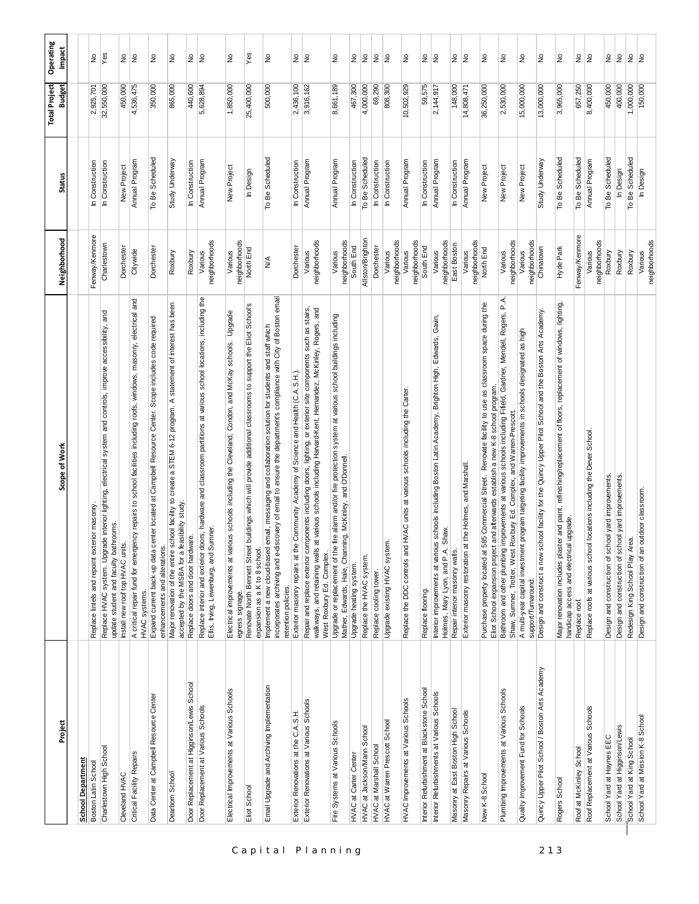| Project | Scope of Work | Neighborhood | Status | Total Project Budget | Operating Impact |
|---|---|---|---|---|---|
| **School Department** | | | | | |
| Boston Latin School | Replace lintels and repoint exterior masonry. | Fenway/Kenmore | In Construction | 2,925,701 | No |
| Charlestown High School | Replace HVAC system. Upgrade interior lighting, electrical system and controls, improve accessibility, and update student and faculty bathrooms. | Charlestown | In Construction | 32,550,000 | Yes |
| Cleveland HVAC | Install new roof top HVAC units. | Dorchester | New Project | 450,000 | No |
| Critical Facility Repairs | A critical repair fund for emergency repairs to school facilities including roofs, windows, masonry, electrical and HVAC systems. | Citywide | Annual Program | 4,536,475 | No |
| Data Center at Campbell Resource Center | Expand current back-up data center located at Campbell Resource Center. Scope includes code required enhancements and alterations. | Dorchester | To Be Scheduled | 350,000 | No |
| Dearborn School | Major renovation of the entire school facility to create a STEM 6-12 program. A statement of interest has been accepted by the MSBA for a feasibility study. | Roxbury | Study Underway | 865,000 | No |
| Door Replacement at Higginson/Lewis School | Replace doors and door hardware. | Roxbury | In Construction | 440,600 | No |
| Door Replacement at Various Schools | Replace interior and exterior doors, hardware and classroom partitions at various school locations, including the Ellis, Irving, Lewenburg, and Sumner. | Various neighborhoods | Annual Program | 5,628,894 | No |
| Electrical Improvements at Various Schools | Electrical improvements at various schools including the Cleveland, Condon, and McKay schools. Upgrade egress signage. | Various neighborhoods | New Project | 1,850,000 | No |
| Eliot School | Renovate North Bennett Street buildings which will provide additional classrooms to support the Eliot School's expansion as a K to 8 school. | North End | In Design | 25,400,000 | Yes |
| Email Upgrade and Archiving Implementation | Implement a new cloud-based email, messaging and collaboration solution for students and staff which incorporates archiving and e-discovery of email to ensure the department's compliance with City of Boston email retention policies. | N/A | To Be Scheduled | 500,000 | No |
| Exterior Renovations at the C.A.S.H. | Exterior masonry repairs at the Community Academy of Science and Health (C.A.S.H.). | Dorchester | In Construction | 2,436,100 | No |
| Exterior Renovations at Various Schools | Repair and replace exterior components including doors, lighting, or exterior site components such as stairs, walkways, and retaining walls at various schools including Harvard-Kent, Hernandez, McKinley, Rogers, and West Roxbury Ed. Complex. | Various neighborhoods | Annual Program | 3,916,162 | No |
| Fire Systems at Various Schools | Upgrade or replacement of the fire alarm and/or fire protection system at various school buildings including Mather, Edwards, Hale, Channing, McKinley, and O'Donnell. | Various neighborhoods | Annual Program | 8,661,189 | No |
| HVAC at Carter Center | Upgrade heating system. | South End | In Construction | 467,300 | No |
| HVAC at Jackson/Mann School | Replace the HVAC system. | Allston/Brighton | To Be Scheduled | 4,000,000 | No |
| HVAC at Marshall School | Replace cooling tower. | Dorchester | In Construction | 69,290 | No |
| HVAC at Warren Prescott School | Upgrade existing HVAC system. | Various neighborhoods | In Construction | 808,300 | No |
| HVAC Improvements at Various Schools | Replace the DDC controls and HVAC units at various schools including the Carter. | Various neighborhoods | Annual Program | 10,502,929 | No |
| Interior Refurbishment at Blackstone School | Replace flooring. | South End | In Construction | 59,575 | No |
| Interior Refurbishments at Various Schools | Interior improvements at various schools including Boston Latin Academy, Brighton High, Edwards, Gavin, Holmes, Mary Lyon, and P.A. Shaw. | Various neighborhoods | Annual Program | 2,144,917 | No |
| Masonry at East Boston High School | Repair interior masonry walls. | East Boston | In Construction | 148,000 | No |
| Masonry Repairs at Various Schools | Exterior masonry restoration at the Holmes, and Marshall. | Various neighborhoods | Annual Program | 14,808,471 | No |
| New K-8 School | Purchase property located at 585 Commercial Street. Renovate facility to use as classroom space during the Eliot School expansion project and afterwards establish a new K-8 school program. | North End | New Project | 36,250,000 | No |
| Plumbing Improvements at Various Schools | Bathroom and other plumbing improvements at various schools including Fifield, Gardner, Mendell, Rogers, P.A. Shaw, Sumner, Trotter, West Roxbury Ed. Complex, and Warren-Prescott. | Various neighborhoods | New Project | 2,530,000 | No |
| Quality Improvement Fund for Schools | A multi-year capital investment program targeting facility improvements in schools designated as high support/Turnaround. | Various neighborhoods | New Project | 15,000,000 | No |
| Quincy Upper Pilot School / Boston Arts Academy | Design and construct a new school facility for the Quincy Upper Pilot School and the Boston Arts Academy. | Chinatown | Study Underway | 13,000,000 | No |
| Rogers School | Major renovation includes plaster and paint, refinishing/replacement of floors, replacement of windows, lighting, handicap access and electrical upgrade. | Hyde Park | To Be Scheduled | 3,965,000 | No |
| Roof at McKinley School | Replace roof. | Fenway/Kenmore | To Be Scheduled | 657,250 | No |
| Roof Replacement at Various Schools | Replace roofs at various school locations including the Dever School. | Various neighborhoods | Annual Program | 8,400,000 | No |
| School Yard at Haynes EEC | Design and construction of school yard improvements. | Roxbury | To Be Scheduled | 450,000 | No |
| School Yard at Higginson/Lewis | Design and construction of school yard improvements. | Roxbury | In Design | 400,000 | No |
| School Yard at King School | Redesign King School Play Area. | Roxbury | To Be Scheduled | 1,000,000 | No |
| School Yard at Mission K-8 School | Design and construction of an outdoor classroom. | Various neighborhoods | In Design | 150,000 | No |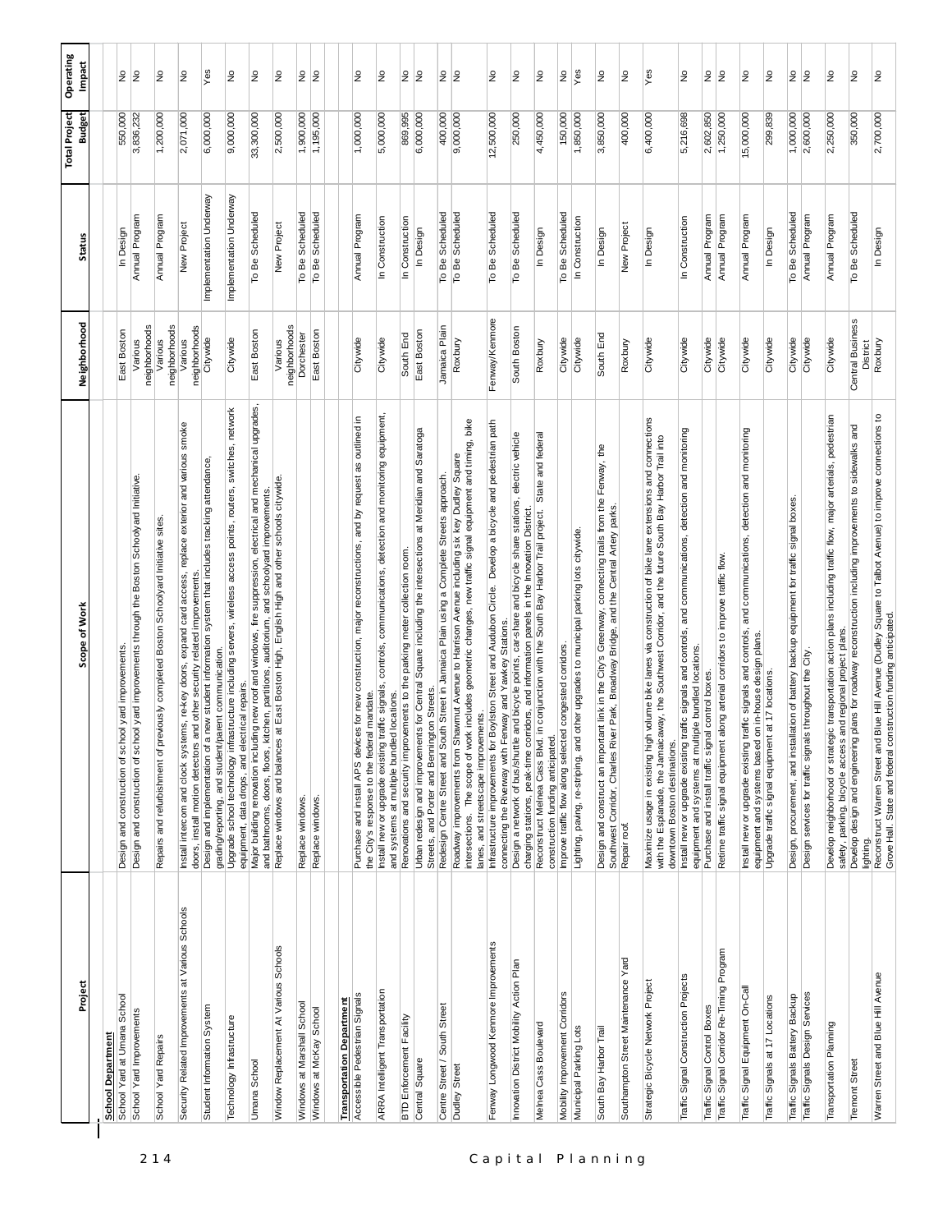| Project | Scope of Work | Neighborhood | Status | Total Project Budget | Operating Impact |
|---|---|---|---|---|---|
| **School Department** | | | | | |
| School Yard at Umana School | Design and construction of school yard improvements. | East Boston | In Design | 550,000 | No |
| School Yard Improvements | Design and construction of school yard improvements through the Boston Schoolyard Initiative. | Various neighborhoods | Annual Program | 3,836,232 | No |
| School Yard Repairs | Repairs and refurbishment of previously completed Boston Schoolyard Initiative sites. | Various neighborhoods | Annual Program | 1,200,000 | No |
| Security Related Improvements at Various Schools | Install intercom and clock systems, re-key doors, expand card access, replace exterior and various smoke doors, install motion detectors and other security related improvements. | Various neighborhoods | New Project | 2,071,000 | No |
| Student Information System | Design and implementation of a new student information system that includes tracking attendance, grading/reporting, and student/parent communication. | Citywide | Implementation Underway | 6,000,000 | Yes |
| Technology Infrastructure | Upgrade school technology infrastructure including servers, wireless access points, routers, switches, network equipment, data drops, and electrical repairs. | Citywide | Implementation Underway | 9,000,000 | No |
| Umana School | Major building renovation including new roof and windows, fire suppression, electrical and mechanical upgrades, and bathrooms, doors, floors, kitchen, partitions, auditorium, and schoolyard improvements. | East Boston | To Be Scheduled | 33,300,000 | No |
| Window Replacement At Various Schools | Replace windows and balances at East Boston High, English High and other schools citywide. | Various neighborhoods | New Project | 2,500,000 | No |
| Windows at Marshall School | Replace windows. | Dorchester | To Be Scheduled | 1,900,000 | No |
| Windows at McKay School | Replace windows. | East Boston | To Be Scheduled | 1,195,000 | No |
| **Transportation Department** | | | | | |
| Accessible Pedestrian Signals | Purchase and install APS devices for new construction, major reconstructions, and by request as outlined in the City's response to the federal mandate. | Citywide | Annual Program | 1,000,000 | No |
| ARRA Intelligent Transportation | Install new or upgrade existing traffic signals, controls, communications, detection and monitoring equipment, and systems at multiple bundled locations. | Citywide | In Construction | 5,000,000 | No |
| BTD Enforcement Facility | Renovations and security improvements to the parking meter collection room. | South End | In Construction | 869,995 | No |
| Central Square | Urban redesign and improvements for Central Square including the intersections at Meridian and Saratoga Streets, and Porter and Bennington Streets. | East Boston | In Design | 6,000,000 | No |
| Centre Street / South Street | Redesign Centre Street and South Street in Jamaica Plain using a Complete Streets approach. | Jamaica Plain | To Be Scheduled | 400,000 | No |
| Dudley Street | Roadway improvements from Shawmut Avenue to Harrison Avenue including six key Dudley Square intersections. The scope of work includes geometric changes, new traffic signal equipment and timing, bike lanes, and streetscape improvements. | Roxbury | To Be Scheduled | 9,000,000 | No |
| Fenway Longwood Kenmore Improvements | Infrastructure improvements for Boylston Street and Audubon Circle. Develop a bicycle and pedestrian path connecting the Riverway with Fenway and Yawkey Stations. | Fenway/Kenmore | To Be Scheduled | 12,500,000 | No |
| Innovation District Mobility Action Plan | Design a network of bus/shuttle and bicycle points, car-share and bicycle share stations, electric vehicle charging stations, peak-time corridors, and information panels in the Innovation District. | South Boston | To Be Scheduled | 250,000 | No |
| Melnea Cass Boulevard | Reconstruct Melnea Cass Blvd. in conjunction with the South Bay Harbor Trail project. State and federal construction funding anticipated. | Roxbury | In Design | 4,450,000 | No |
| Mobility Improvement Corridors | Improve traffic flow along selected congested corridors. | Citywide | To Be Scheduled | 150,000 | No |
| Municipal Parking Lots | Lighting, paving, re-striping, and other upgrades to municipal parking lots citywide. | Citywide | In Construction | 1,850,000 | Yes |
| South Bay Harbor Trail | Design and construct an important link in the City's Greenway, connecting trails from the Fenway, the Southwest Corridor, Charles River Park, Broadway Bridge, and the Central Artery parks. | South End | In Design | 3,850,000 | No |
| Southampton Street Maintenance Yard | Repair roof. | Roxbury | New Project | 400,000 | No |
| Strategic Bicycle Network Project | Maximize usage in existing high volume bike lanes via construction of bike lane extensions and connections with the Esplanade, the Jamaicaway, the Southwest Corridor, and the future South Bay Harbor Trail into downtown Boston destinations. | Citywide | In Design | 6,400,000 | Yes |
| Traffic Signal Construction Projects | Install new or upgrade existing traffic signals and controls, and communications, detection and monitoring equipment and systems at multiple bundled locations. | Citywide | In Construction | 5,216,698 | No |
| Traffic Signal Control Boxes | Purchase and install traffic signal control boxes. | Citywide | Annual Program | 2,602,850 | No |
| Traffic Signal Corridor Re-Timing Program | Retime traffic signal equipment along arterial corridors to improve traffic flow. | Citywide | Annual Program | 1,250,000 | No |
| Traffic Signal Equipment On-Call | Install new or upgrade existing traffic signals and controls, and communications, detection and monitoring equipment and systems based on in-house design plans. | Citywide | Annual Program | 15,000,000 | No |
| Traffic Signals at 17 Locations | Upgrade traffic signal equipment at 17 locations. | Citywide | In Design | 299,839 | No |
| Traffic Signals Battery Backup | Design, procurement, and installation of battery backup equipment for traffic signal boxes. | Citywide | To Be Scheduled | 1,000,000 | No |
| Traffic Signals Design Services | Design services for traffic signals throughout the City. | Citywide | Annual Program | 2,600,000 | No |
| Transportation Planning | Develop neighborhood or strategic transportation action plans including traffic flow, major arterials, pedestrian safety, parking, bicycle access and regional project plans. | Citywide | Annual Program | 2,250,000 | No |
| Tremont Street | Develop design and engineering plans for roadway reconstruction including improvements to sidewalks and lighting. | Central Business District | To Be Scheduled | 350,000 | No |
| Warren Street and Blue Hill Avenue | Reconstruct Warren Street and Blue Hill Avenue (Dudley Square to Talbot Avenue) to improve connections to Grove Hall. State and federal construction funding anticipated. | Roxbury | In Design | 2,700,000 | No |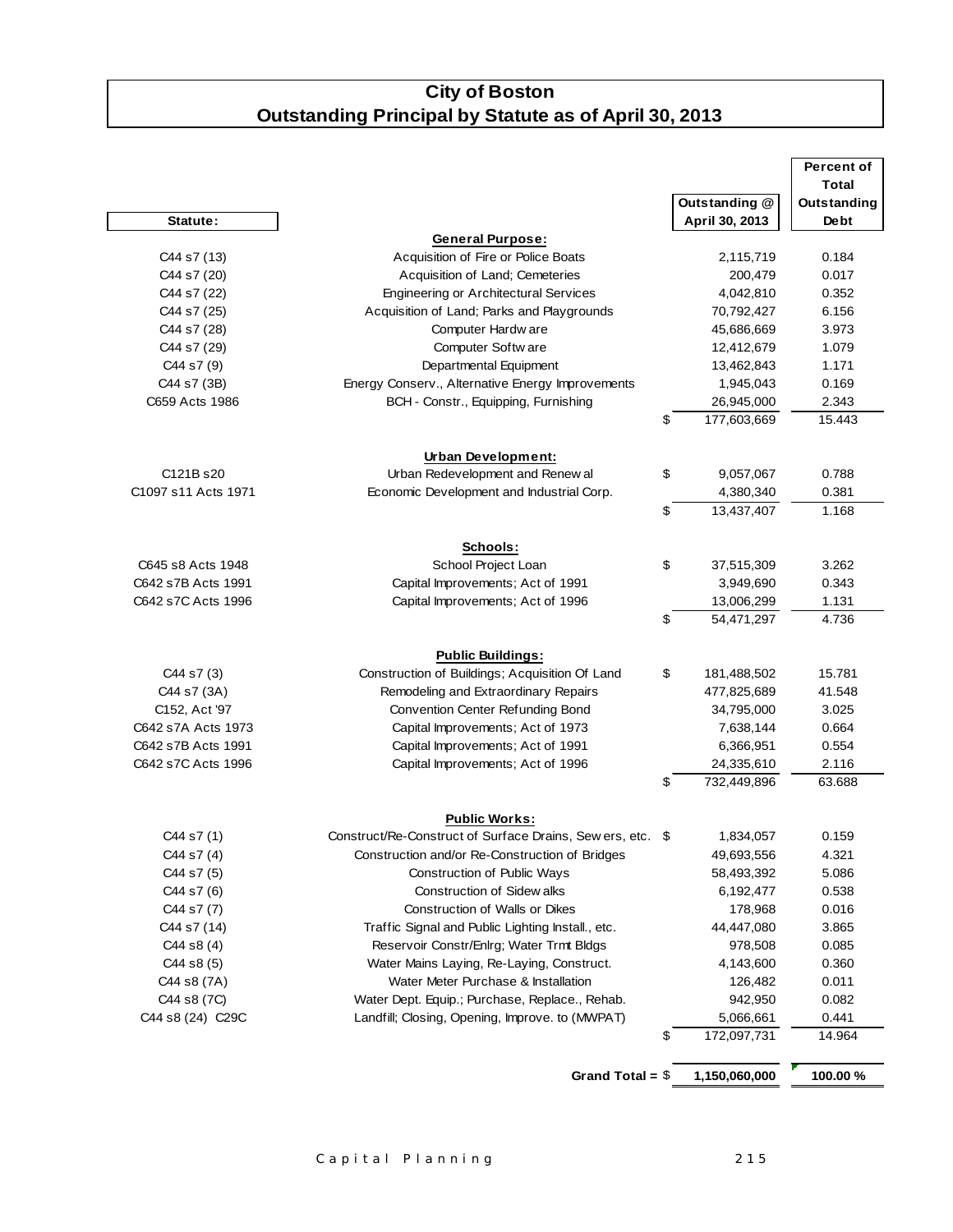# City of Boston
## Outstanding Principal by Statute as of April 30, 2013

| Statute: | | Outstanding @ April 30, 2013 | Percent of Total Outstanding Debt |
|---|---|---|---|
| | **General Purpose:** | | |
| C44 s7 (13) | Acquisition of Fire or Police Boats | 2,115,719 | 0.184 |
| C44 s7 (20) | Acquisition of Land; Cemeteries | 200,479 | 0.017 |
| C44 s7 (22) | Engineering or Architectural Services | 4,042,810 | 0.352 |
| C44 s7 (25) | Acquisition of Land; Parks and Playgrounds | 70,792,427 | 6.156 |
| C44 s7 (28) | Computer Hardware | 45,686,669 | 3.973 |
| C44 s7 (29) | Computer Software | 12,412,679 | 1.079 |
| C44 s7 (9) | Departmental Equipment | 13,462,843 | 1.171 |
| C44 s7 (3B) | Energy Conserv., Alternative Energy Improvements | 1,945,043 | 0.169 |
| C659 Acts 1986 | BCH - Constr., Equipping, Furnishing | 26,945,000 | 2.343 |
| | | $ 177,603,669 | 15.443 |
| | **Urban Development:** | | |
| C121B s20 | Urban Redevelopment and Renewal | $ 9,057,067 | 0.788 |
| C1097 s11 Acts 1971 | Economic Development and Industrial Corp. | 4,380,340 | 0.381 |
| | | $ 13,437,407 | 1.168 |
| | **Schools:** | | |
| C645 s8 Acts 1948 | School Project Loan | $ 37,515,309 | 3.262 |
| C642 s7B Acts 1991 | Capital Improvements; Act of 1991 | 3,949,690 | 0.343 |
| C642 s7C Acts 1996 | Capital Improvements; Act of 1996 | 13,006,299 | 1.131 |
| | | $ 54,471,297 | 4.736 |
| | **Public Buildings:** | | |
| C44 s7 (3) | Construction of Buildings; Acquisition Of Land | $ 181,488,502 | 15.781 |
| C44 s7 (3A) | Remodeling and Extraordinary Repairs | 477,825,689 | 41.548 |
| C152, Act '97 | Convention Center Refunding Bond | 34,795,000 | 3.025 |
| C642 s7A Acts 1973 | Capital Improvements; Act of 1973 | 7,638,144 | 0.664 |
| C642 s7B Acts 1991 | Capital Improvements; Act of 1991 | 6,366,951 | 0.554 |
| C642 s7C Acts 1996 | Capital Improvements; Act of 1996 | 24,335,610 | 2.116 |
| | | $ 732,449,896 | 63.688 |
| | **Public Works:** | | |
| C44 s7 (1) | Construct/Re-Construct of Surface Drains, Sewers, etc. | $ 1,834,057 | 0.159 |
| C44 s7 (4) | Construction and/or Re-Construction of Bridges | 49,693,556 | 4.321 |
| C44 s7 (5) | Construction of Public Ways | 58,493,392 | 5.086 |
| C44 s7 (6) | Construction of Sidewalks | 6,192,477 | 0.538 |
| C44 s7 (7) | Construction of Walls or Dikes | 178,968 | 0.016 |
| C44 s7 (14) | Traffic Signal and Public Lighting Install., etc. | 44,447,080 | 3.865 |
| C44 s8 (4) | Reservoir Constr/Enlrg; Water Trmt Bldgs | 978,508 | 0.085 |
| C44 s8 (5) | Water Mains Laying, Re-Laying, Construct. | 4,143,600 | 0.360 |
| C44 s8 (7A) | Water Meter Purchase & Installation | 126,482 | 0.011 |
| C44 s8 (7C) | Water Dept. Equip.; Purchase, Replace., Rehab. | 942,950 | 0.082 |
| C44 s8 (24) C29C | Landfill; Closing, Opening, Improve. to (MWPAT) | 5,066,661 | 0.441 |
| | | $ 172,097,731 | 14.964 |
| | **Grand Total =** | **$ 1,150,060,000** | **100.00 %** |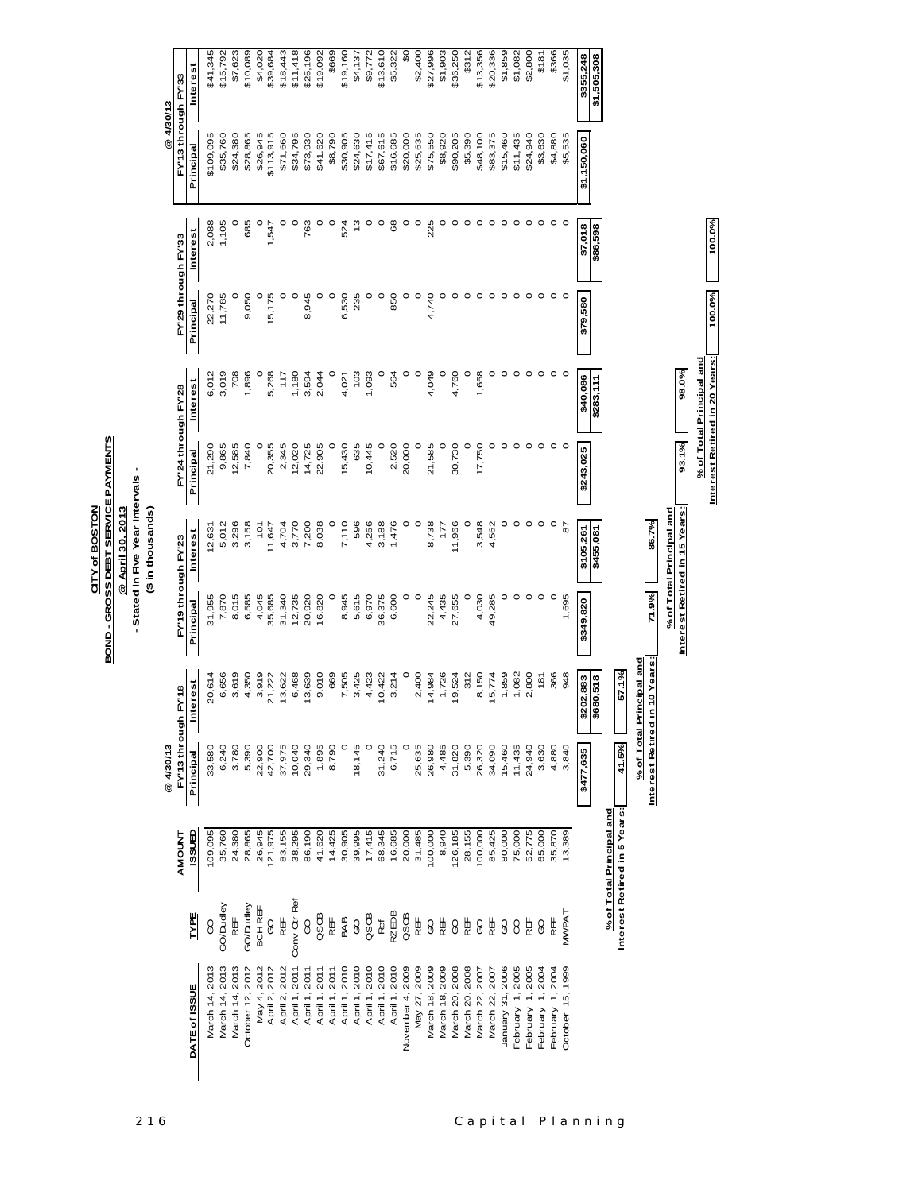# CITY of BOSTON
## BOND - GROSS DEBT SERVICE PAYMENTS
### @ April 30, 2013
### - Stated in Five Year Intervals -
### ($ in thousands)

| DATE of ISSUE | TYPE | AMOUNT ISSUED | @ 4/30/13 FY'13 through FY'18 Principal | FY'13 through FY'18 Interest | FY'19 through FY'23 Principal | FY'19 through FY'23 Interest | FY'24 through FY'28 Principal | FY'24 through FY'28 Interest | FY'29 through FY'33 Principal | FY'29 through FY'33 Interest | @ 4/30/13 FY'13 through FY'33 Principal | FY'13 through FY'33 Interest |
|---|---|---|---|---|---|---|---|---|---|---|---|---|
| March 14, 2013 | GO | 109,095 | 33,580 | 20,614 | 31,955 | 12,631 | 21,290 | 6,012 | 22,270 | 2,088 | $109,095 | $41,345 |
| March 14, 2013 | GO/Dudley | 35,760 | 6,240 | 6,656 | 7,870 | 5,012 | 9,865 | 3,019 | 11,785 | 1,105 | $35,760 | $15,792 |
| March 14, 2013 | REF | 24,380 | 3,780 | 3,619 | 8,015 | 3,296 | 12,585 | 708 | 0 | 0 | $24,380 | $7,623 |
| October 12, 2012 | GO/Dudley | 28,865 | 5,390 | 4,350 | 6,585 | 3,158 | 7,840 | 1,896 | 9,050 | 685 | $28,865 | $10,089 |
| May 4, 2012 | BCH REF | 26,945 | 22,900 | 3,919 | 4,045 | 101 | 0 | 0 | 0 | 0 | $26,945 | $4,020 |
| April 2, 2012 | GO | 121,975 | 42,700 | 21,222 | 35,685 | 11,647 | 20,355 | 5,268 | 15,175 | 1,547 | $113,915 | $39,684 |
| April 2, 2012 | REF | 83,155 | 37,975 | 13,622 | 31,340 | 4,704 | 2,345 | 117 | 0 | 0 | $71,660 | $18,443 |
| April 1, 2011 | Conv Ctr Ref | 38,295 | 10,040 | 6,468 | 12,735 | 3,770 | 12,020 | 1,180 | 0 | 0 | $34,795 | $11,418 |
| April 1, 2011 | GO | 86,190 | 29,340 | 13,639 | 20,920 | 7,200 | 14,725 | 3,594 | 8,945 | 763 | $73,930 | $25,196 |
| April 1, 2011 | QSCB | 41,620 | 1,895 | 9,010 | 16,820 | 8,038 | 22,905 | 2,044 | 0 | 0 | $41,620 | $19,092 |
| April 1, 2011 | REF | 14,425 | 8,790 | 669 | 0 | 0 | 0 | 0 | 0 | 0 | $8,790 | $669 |
| April 1, 2010 | BAB | 30,905 | 0 | 7,505 | 8,945 | 7,110 | 15,430 | 4,021 | 6,530 | 524 | $30,905 | $19,160 |
| April 1, 2010 | GO | 39,995 | 18,145 | 3,425 | 5,615 | 596 | 635 | 103 | 235 | 13 | $24,630 | $4,137 |
| April 1, 2010 | QSCB | 17,415 | 0 | 4,423 | 6,970 | 4,256 | 10,445 | 1,093 | 0 | 0 | $17,415 | $9,772 |
| April 1, 2010 | Ref | 68,345 | 31,240 | 10,422 | 36,375 | 3,188 | 0 | 0 | 0 | 0 | $67,615 | $13,610 |
| April 1, 2010 | RZEDB | 16,685 | 6,715 | 3,214 | 6,600 | 1,476 | 2,520 | 564 | 850 | 68 | $16,685 | $5,322 |
| November 4, 2009 | QSCB | 20,000 | 0 | 0 | 0 | 0 | 20,000 | 0 | 0 | 0 | $20,000 | $0 |
| May 27, 2009 | REF | 31,485 | 25,635 | 2,400 | 0 | 0 | 0 | 0 | 0 | 0 | $25,635 | $2,400 |
| March 18, 2009 | GO | 100,000 | 26,980 | 14,984 | 22,245 | 8,738 | 21,585 | 4,049 | 4,740 | 225 | $75,550 | $27,996 |
| March 18, 2009 | REF | 8,940 | 4,485 | 1,726 | 4,435 | 177 | 0 | 0 | 0 | 0 | $8,920 | $1,903 |
| March 20, 2008 | GO | 126,185 | 31,820 | 19,524 | 27,655 | 11,966 | 30,730 | 4,760 | 0 | 0 | $90,205 | $36,250 |
| March 20, 2008 | REF | 28,155 | 5,390 | 312 | 0 | 0 | 0 | 0 | 0 | 0 | $5,390 | $312 |
| March 22, 2007 | GO | 100,000 | 26,320 | 8,150 | 4,030 | 3,548 | 17,750 | 1,658 | 0 | 0 | $48,100 | $13,356 |
| March 22, 2007 | REF | 85,425 | 34,090 | 15,774 | 49,285 | 4,562 | 0 | 0 | 0 | 0 | $83,375 | $20,336 |
| January 31, 2006 | GO | 80,000 | 15,460 | 1,859 | 0 | 0 | 0 | 0 | 0 | 0 | $15,460 | $1,859 |
| February 1, 2005 | GO | 75,000 | 11,435 | 1,082 | 0 | 0 | 0 | 0 | 0 | 0 | $11,435 | $1,082 |
| February 1, 2005 | REF | 52,775 | 24,940 | 2,800 | 0 | 0 | 0 | 0 | 0 | 0 | $24,940 | $2,800 |
| February 1, 2004 | GO | 65,000 | 3,630 | 181 | 0 | 0 | 0 | 0 | 0 | 0 | $3,630 | $181 |
| February 1, 2004 | REF | 35,870 | 4,880 | 366 | 0 | 0 | 0 | 0 | 0 | 0 | $4,880 | $366 |
| October 15, 1999 | MWPAT | 13,389 | 3,840 | 948 | 1,695 | 87 | 0 | 0 | 0 | 0 | $5,535 | $1,035 |
| | | | $477,635 | $202,883 | $349,820 | $105,261 | $243,025 | $40,086 | $79,580 | $7,018 | $1,150,060 | $355,248 |
| | | | | $680,518 | | $455,081 | | $283,111 | | $86,598 | | $1,505,308 |

| | |
|---|---|
| % of Total Principal and Interest Retired in 5 Years: | 41.5% / 57.1% |
| % of Total Principal and Interest Retired in 10 Years: | 71.9% / 86.7% |
| % of Total Principal and Interest Retired in 15 Years: | 93.1% / 98.0% |
| % of Total Principal and Interest Retired in 20 Years: | 100.0% / 100.0% |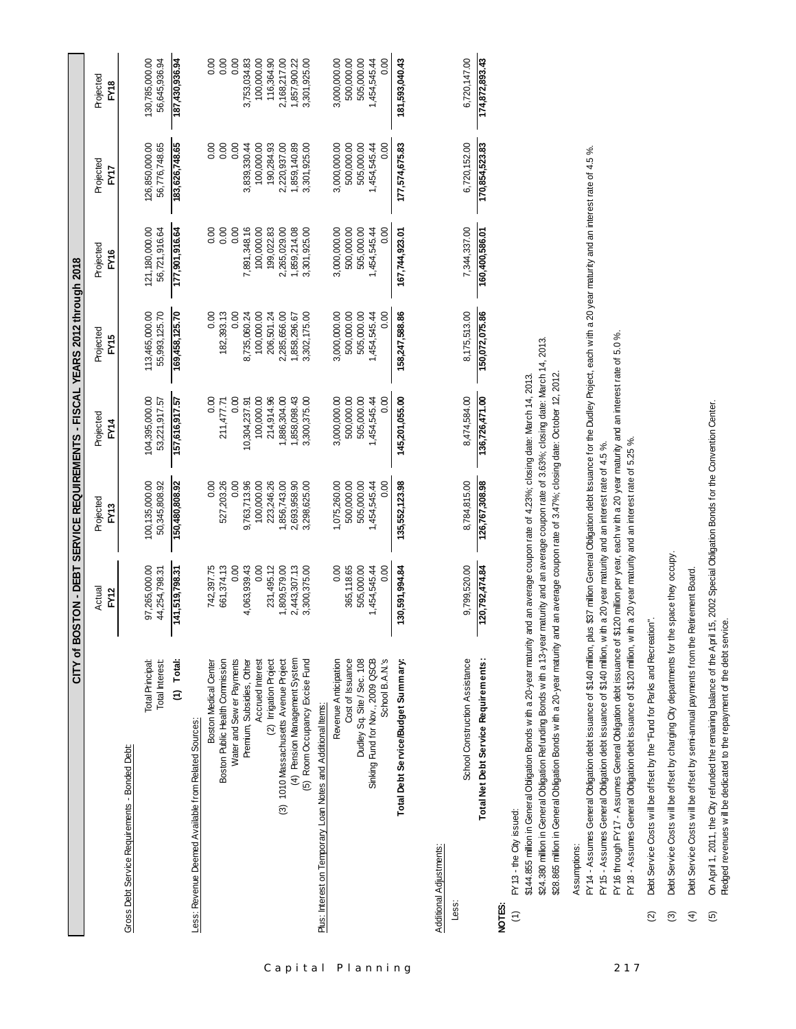# CITY of BOSTON - DEBT SERVICE REQUIREMENTS - FISCAL YEARS 2012 through 2018

| | Actual FY12 | Projected FY13 | Projected FY14 | Projected FY15 | Projected FY16 | Projected FY17 | Projected FY18 |
|---|---|---|---|---|---|---|---|
| Gross Debt Service Requirements - Bonded Debt: | | | | | | | |
| Total Principal: | 97,265,000.00 | 100,135,000.00 | 104,395,000.00 | 113,465,000.00 | 121,180,000.00 | 126,850,000.00 | 130,785,000.00 |
| Total Interest: | 44,254,798.31 | 50,345,808.92 | 53,221,917.57 | 55,993,125.70 | 56,721,916.64 | 56,776,748.65 | 56,645,936.94 |
| **(1) Total:** | **141,519,798.31** | **150,480,808.92** | **157,616,917.57** | **169,458,125.70** | **177,901,916.64** | **183,626,748.65** | **187,430,936.94** |
| Less: Revenue Deemed Available from Related Sources: | | | | | | | |
| Boston Medical Center | 742,397.75 | 0.00 | 0.00 | 0.00 | 0.00 | 0.00 | 0.00 |
| Boston Public Health Commission | 661,374.13 | 527,203.26 | 211,477.71 | 182,393.13 | 0.00 | 0.00 | 0.00 |
| Water and Sewer Payments | 0.00 | 0.00 | 0.00 | 0.00 | 0.00 | 0.00 | 0.00 |
| Premium, Subsidies, Other | 4,063,939.43 | 9,763,713.96 | 10,304,237.91 | 8,735,060.24 | 7,891,348.16 | 3,839,330.44 | 3,753,034.83 |
| Accrued Interest | 0.00 | 100,000.00 | 100,000.00 | 100,000.00 | 100,000.00 | 100,000.00 | 100,000.00 |
| (2) Irrigation Project | 231,495.12 | 223,246.26 | 214,914.96 | 206,501.24 | 199,022.83 | 190,284.93 | 116,364.90 |
| (3) 1010 Massachusetts Avenue Project | 1,809,579.00 | 1,856,743.00 | 1,886,304.00 | 2,285,656.00 | 2,265,029.00 | 2,220,937.00 | 2,168,217.00 |
| (4) Pension Management System | 2,443,307.13 | 2,693,958.90 | 1,858,098.43 | 1,858,296.67 | 1,859,214.08 | 1,859,140.89 | 1,857,900.22 |
| (5) Room Occupancy Excise Fund | 3,300,375.00 | 3,298,625.00 | 3,300,375.00 | 3,302,175.00 | 3,301,925.00 | 3,301,925.00 | 3,301,925.00 |
| Plus: Interest on Temporary Loan Notes and Additional Items: | | | | | | | |
| Revenue Anticipation | 0.00 | 1,075,260.00 | 3,000,000.00 | 3,000,000.00 | 3,000,000.00 | 3,000,000.00 | 3,000,000.00 |
| Cost of Issuance | 365,118.65 | 500,000.00 | 500,000.00 | 500,000.00 | 500,000.00 | 500,000.00 | 500,000.00 |
| Dudley Sq. Site / Sec. 108 | 505,000.00 | 505,000.00 | 505,000.00 | 505,000.00 | 505,000.00 | 505,000.00 | 505,000.00 |
| Sinking Fund for Nov., 2009 QSCB | 1,454,545.44 | 1,454,545.44 | 1,454,545.44 | 1,454,545.44 | 1,454,545.44 | 1,454,545.44 | 1,454,545.44 |
| School B.A.N.'s | 0.00 | 0.00 | 0.00 | 0.00 | 0.00 | 0.00 | 0.00 |
| **Total Debt Service/Budget Summary:** | **130,591,994.84** | **135,552,123.98** | **145,201,055.00** | **158,247,588.86** | **167,744,923.01** | **177,574,675.83** | **181,593,040.43** |
| Additional Adjustments: | | | | | | | |
| Less: School Construction Assistance | 9,799,520.00 | 8,784,815.00 | 8,474,584.00 | 8,175,513.00 | 7,344,337.00 | 6,720,152.00 | 6,720,147.00 |
| **Total Net Debt Service Requirements:** | **120,792,474.84** | **126,767,308.98** | **136,726,471.00** | **150,072,075.86** | **160,400,586.01** | **170,854,523.83** | **174,872,893.43** |

**NOTES:**

(1) FY13 - the City issued:

$144.855 million in General Obligation Bonds with a 20-year maturity and an average coupon rate of 4.23%; closing date: March 14, 2013.

$24.380 million in General Obligation Refunding Bonds with a 13-year maturity and an average coupon rate of 3.63%; closing date: March 14, 2013.

$28.865 million in General Obligation Bonds with a 20-year maturity and an average coupon rate of 3.47%; closing date: October 12, 2012.

Assumptions:

FY14 - Assumes General Obligation debt issuance of $140 million, plus $37 million General Obligation debt issuance for the Dudley Project, each with a 20 year maturity and an interest rate of 4.5 %.

FY15 - Assumes General Obligation debt issuance of $140 million, with a 20 year maturity and an interest rate of 4.5 %.

FY16 through FY17 - Assumes General Obligation debt issuance of $120 million per year, each with a 20 year maturity and an interest rate of 5.0 %.

FY18 - Assumes General Obligation debt issuance of $120 million, with a 20 year maturity and an interest rate of 5.25 %.

(2) Debt Service Costs will be offset by the "Fund for Parks and Recreation".

(3) Debt Service Costs will be offset by charging City departments for the space they occupy.

(4) Debt Service Costs will be offset by semi-annual payments from the Retirement Board.

(5) On April 1, 2011, the City refunded the remaining balance of the April 15, 2002 Special Obligation Bonds for the Convention Center. Pledged revenues will be dedicated to the repayment of the debt service.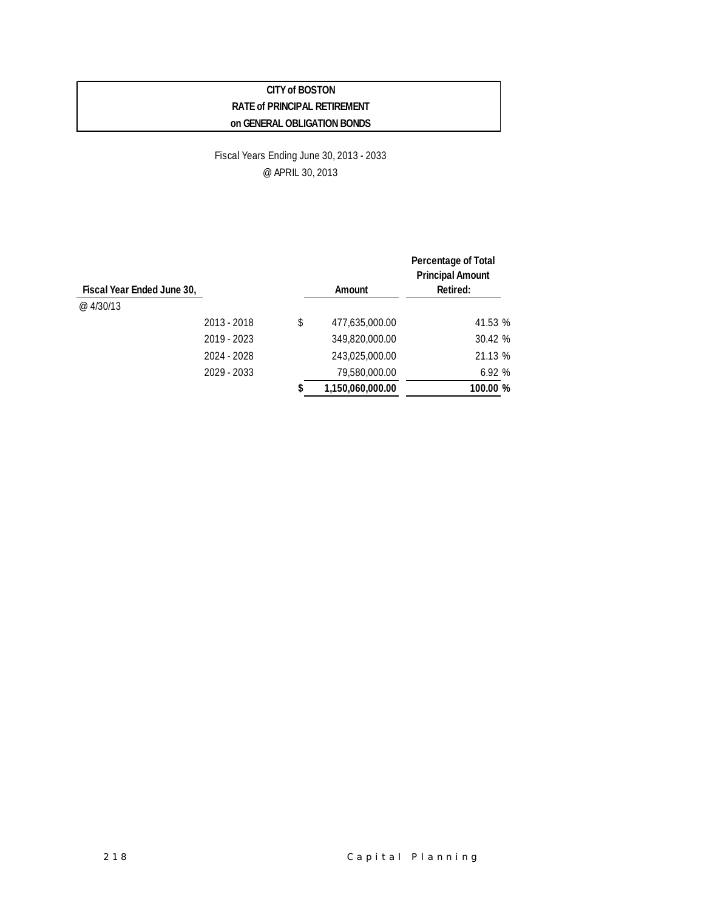**CITY of BOSTON**
**RATE of PRINCIPAL RETIREMENT**
**on GENERAL OBLIGATION BONDS**

Fiscal Years Ending June 30, 2013 - 2033
@ APRIL 30, 2013

| Fiscal Year Ended June 30, | | | Amount | Percentage of Total Principal Amount Retired: |
|---|---|---|---|---|
| @ 4/30/13 | | | | |
| | 2013 - 2018 | $ | 477,635,000.00 | 41.53 % |
| | 2019 - 2023 | | 349,820,000.00 | 30.42 % |
| | 2024 - 2028 | | 243,025,000.00 | 21.13 % |
| | 2029 - 2033 | | 79,580,000.00 | 6.92 % |
| | | **$** | **1,150,060,000.00** | **100.00 %** |